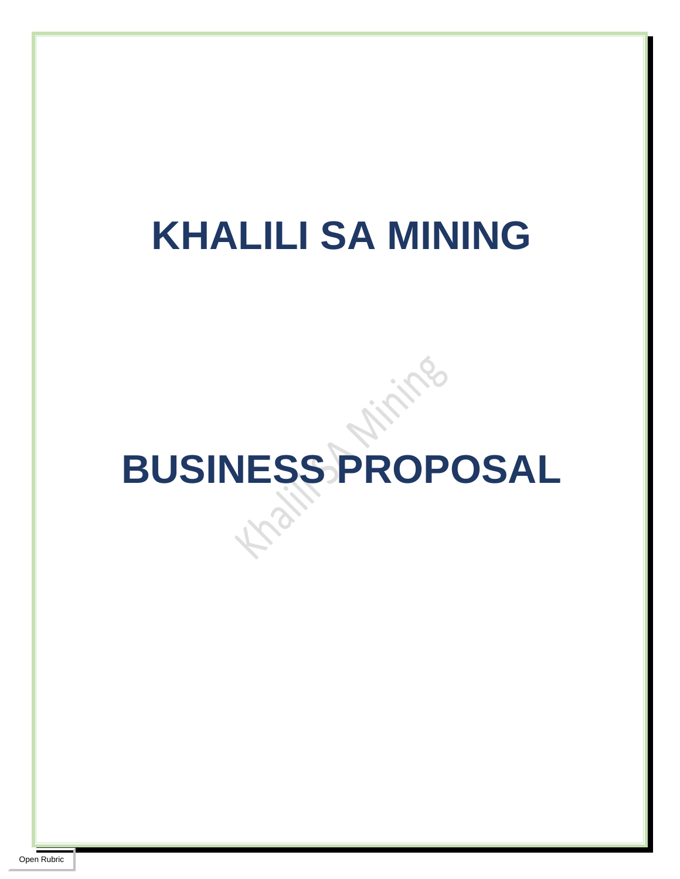# KHALILI SA MINING

# BUSINESS PROPOSAL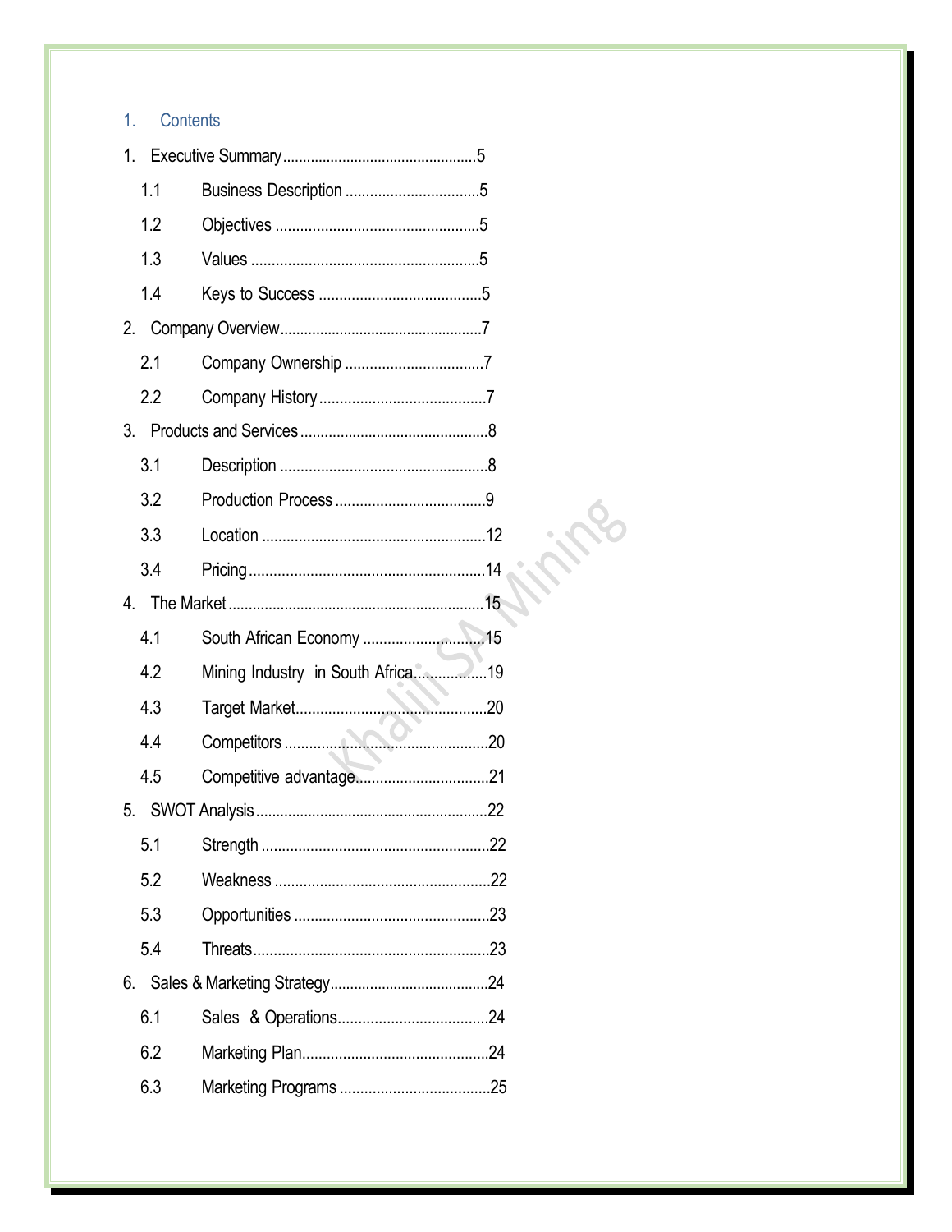# 1. Contents

1. Executive Summary ........................................5
   - 1.1 Business Description ........................5
   - 1.2 Objectives ........................................5
   - 1.3 Values ................................................5
   - 1.4 Keys to Success ................................5
2. Company Overview ........................................7
   - 2.1 Company Ownership ............................7
   - 2.2 Company History ................................7
3. Products and Services ....................................8
   - 3.1 Description ........................................8
   - 3.2 Production Process ............................9
   - 3.3 Location ...........................................12
   - 3.4 Pricing ..............................................14
4. The Market ...................................................15
   - 4.1 South African Economy .....................15
   - 4.2 Mining Industry in South Africa ..........19
   - 4.3 Target Market .....................................20
   - 4.4 Competitors .......................................20
   - 4.5 Competitive advantage ......................21
5. SWOT Analysis ............................................22
   - 5.1 Strength ............................................22
   - 5.2 Weakness .........................................22
   - 5.3 Opportunities ....................................23
   - 5.4 Threats ..............................................23
6. Sales & Marketing Strategy ..........................24
   - 6.1 Sales & Operations ............................24
   - 6.2 Marketing Plan ..................................24
   - 6.3 Marketing Programs ...........................25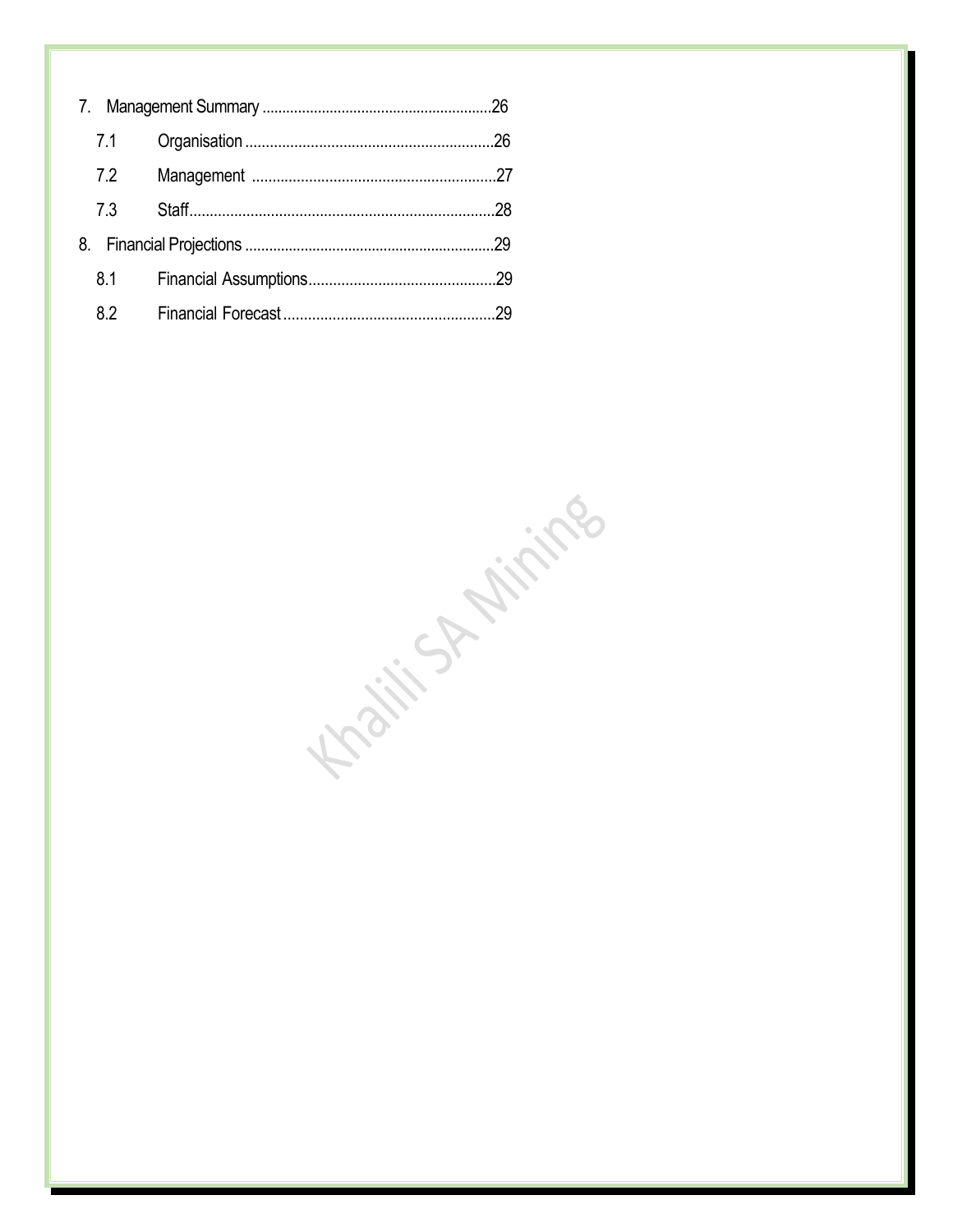7. Management Summary ..........................................................26
   - 7.1 Organisation .............................................................26
   - 7.2 Management ............................................................27
   - 7.3 Staff...........................................................................28

8. Financial Projections ..............................................................29
   - 8.1 Financial Assumptions..............................................29
   - 8.2 Financial Forecast ....................................................29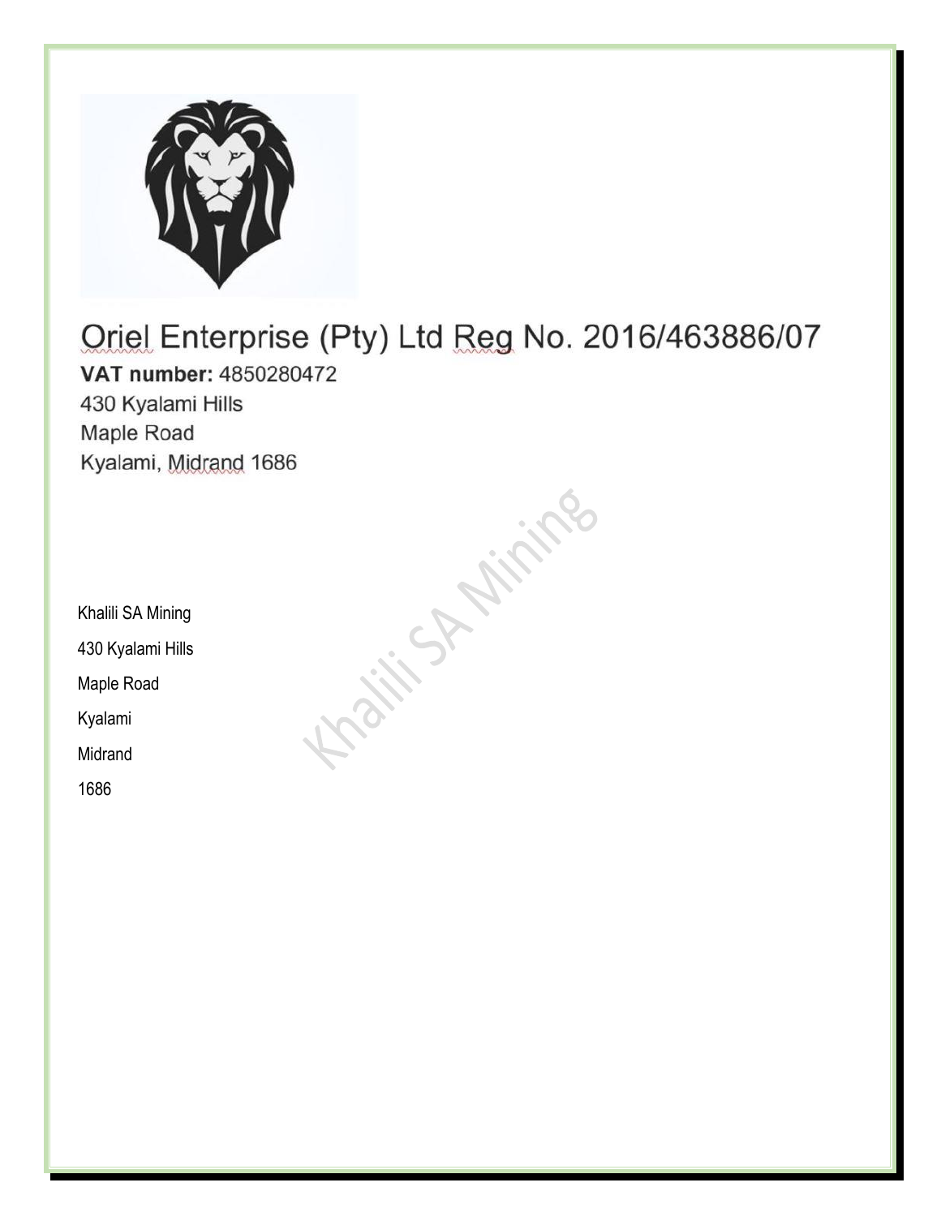# Oriel Enterprise (Pty) Ltd Reg No. 2016/463886/07

**VAT number:** 4850280472

430 Kyalami Hills

Maple Road

Kyalami, Midrand 1686

Khalili SA Mining

430 Kyalami Hills

Maple Road

Kyalami

Midrand

1686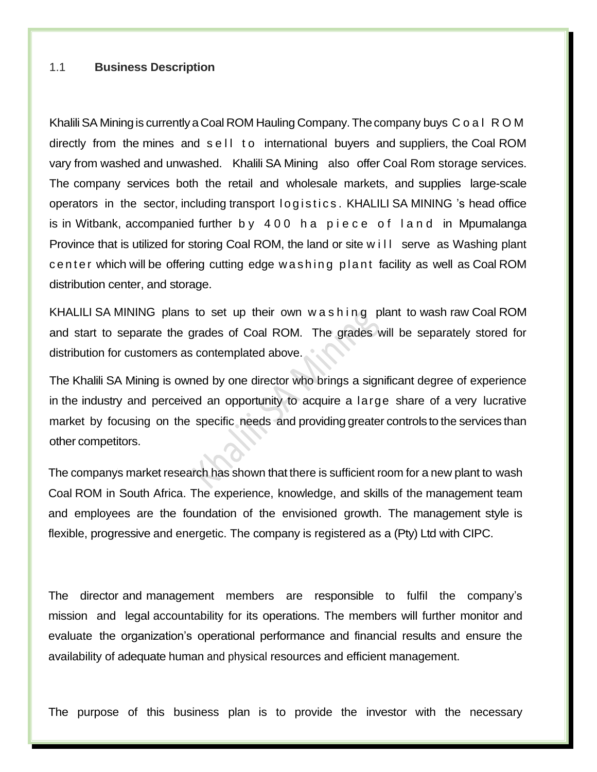## 1.1 Business Description

Khalili SA Mining is currently a Coal ROM Hauling Company. The company buys Coal ROM directly from the mines and sell to international buyers and suppliers, the Coal ROM vary from washed and unwashed. Khalili SA Mining also offer Coal Rom storage services. The company services both the retail and wholesale markets, and supplies large-scale operators in the sector, including transport logistics. KHALILI SA MINING 's head office is in Witbank, accompanied further by 400 ha piece of land in Mpumalanga Province that is utilized for storing Coal ROM, the land or site will serve as Washing plant center which will be offering cutting edge washing plant facility as well as Coal ROM distribution center, and storage.

KHALILI SA MINING plans to set up their own washing plant to wash raw Coal ROM and start to separate the grades of Coal ROM. The grades will be separately stored for distribution for customers as contemplated above.

The Khalili SA Mining is owned by one director who brings a significant degree of experience in the industry and perceived an opportunity to acquire a large share of a very lucrative market by focusing on the specific needs and providing greater controls to the services than other competitors.

The companys market research has shown that there is sufficient room for a new plant to wash Coal ROM in South Africa. The experience, knowledge, and skills of the management team and employees are the foundation of the envisioned growth. The management style is flexible, progressive and energetic. The company is registered as a (Pty) Ltd with CIPC.

The director and management members are responsible to fulfil the company's mission and legal accountability for its operations. The members will further monitor and evaluate the organization's operational performance and financial results and ensure the availability of adequate human and physical resources and efficient management.

The purpose of this business plan is to provide the investor with the necessary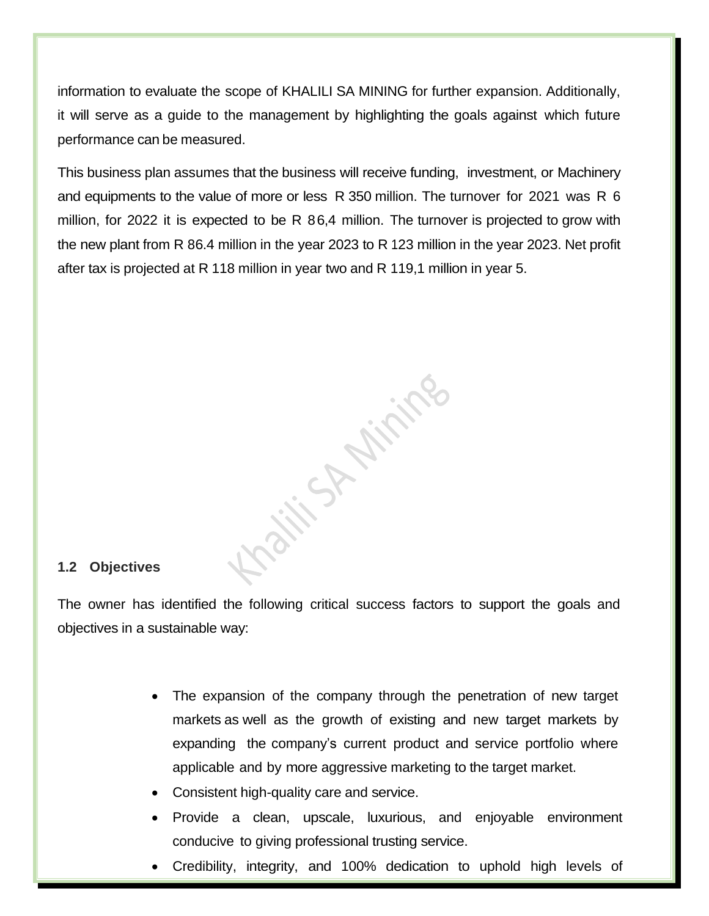information to evaluate the scope of KHALILI SA MINING for further expansion. Additionally, it will serve as a guide to the management by highlighting the goals against which future performance can be measured.

This business plan assumes that the business will receive funding, investment, or Machinery and equipments to the value of more or less R 350 million. The turnover for 2021 was R 6 million, for 2022 it is expected to be R 86,4 million. The turnover is projected to grow with the new plant from R 86.4 million in the year 2023 to R 123 million in the year 2023. Net profit after tax is projected at R 118 million in year two and R 119,1 million in year 5.

### 1.2 Objectives

The owner has identified the following critical success factors to support the goals and objectives in a sustainable way:

- The expansion of the company through the penetration of new target markets as well as the growth of existing and new target markets by expanding the company's current product and service portfolio where applicable and by more aggressive marketing to the target market.
- Consistent high-quality care and service.
- Provide a clean, upscale, luxurious, and enjoyable environment conducive to giving professional trusting service.
- Credibility, integrity, and 100% dedication to uphold high levels of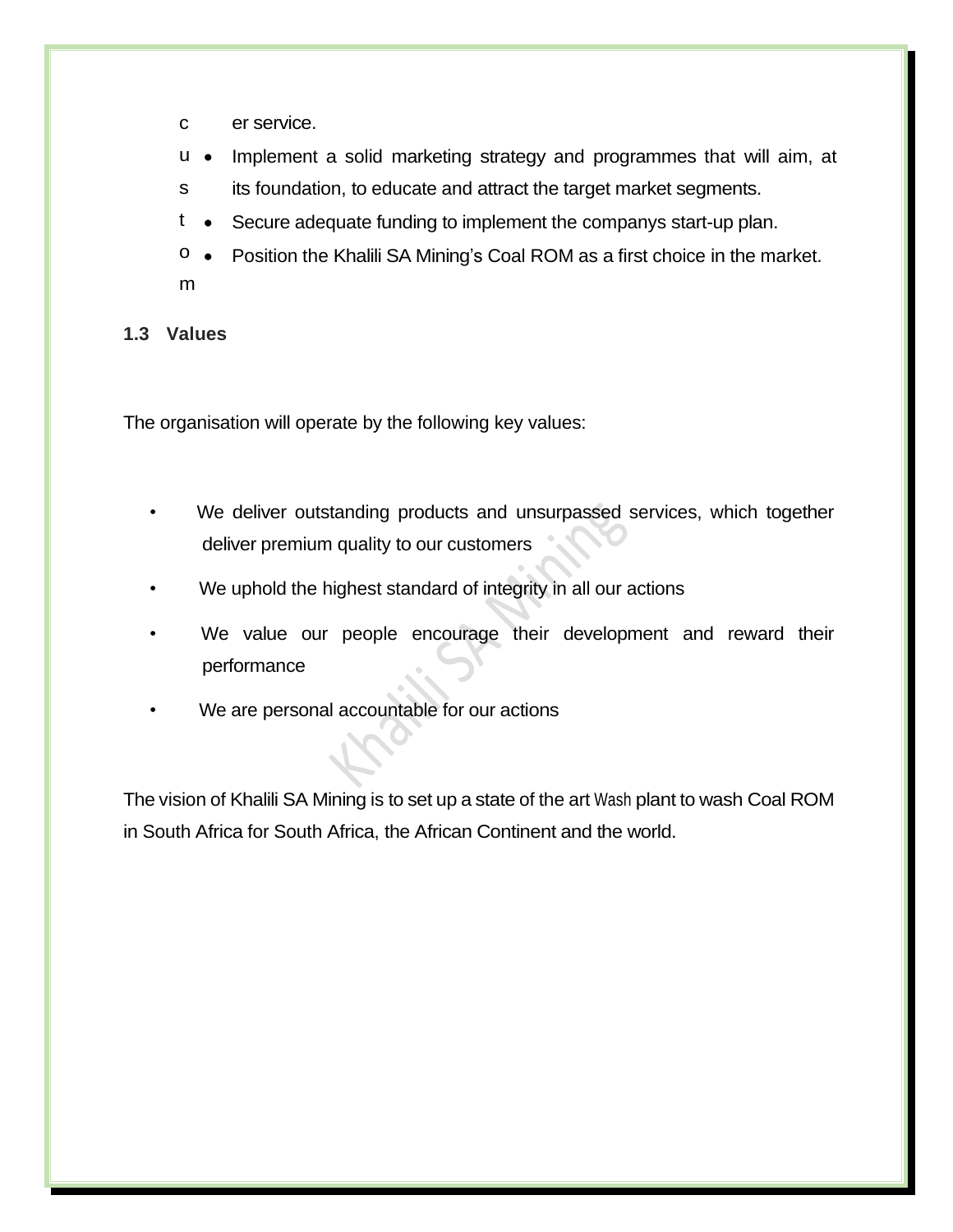customer service.

- Implement a solid marketing strategy and programmes that will aim, at its foundation, to educate and attract the target market segments.
- Secure adequate funding to implement the companys start-up plan.
- Position the Khalili SA Mining's Coal ROM as a first choice in the market.

### 1.3 Values

The organisation will operate by the following key values:

- We deliver outstanding products and unsurpassed services, which together deliver premium quality to our customers
- We uphold the highest standard of integrity in all our actions
- We value our people encourage their development and reward their performance
- We are personal accountable for our actions

The vision of Khalili SA Mining is to set up a state of the art Wash plant to wash Coal ROM in South Africa for South Africa, the African Continent and the world.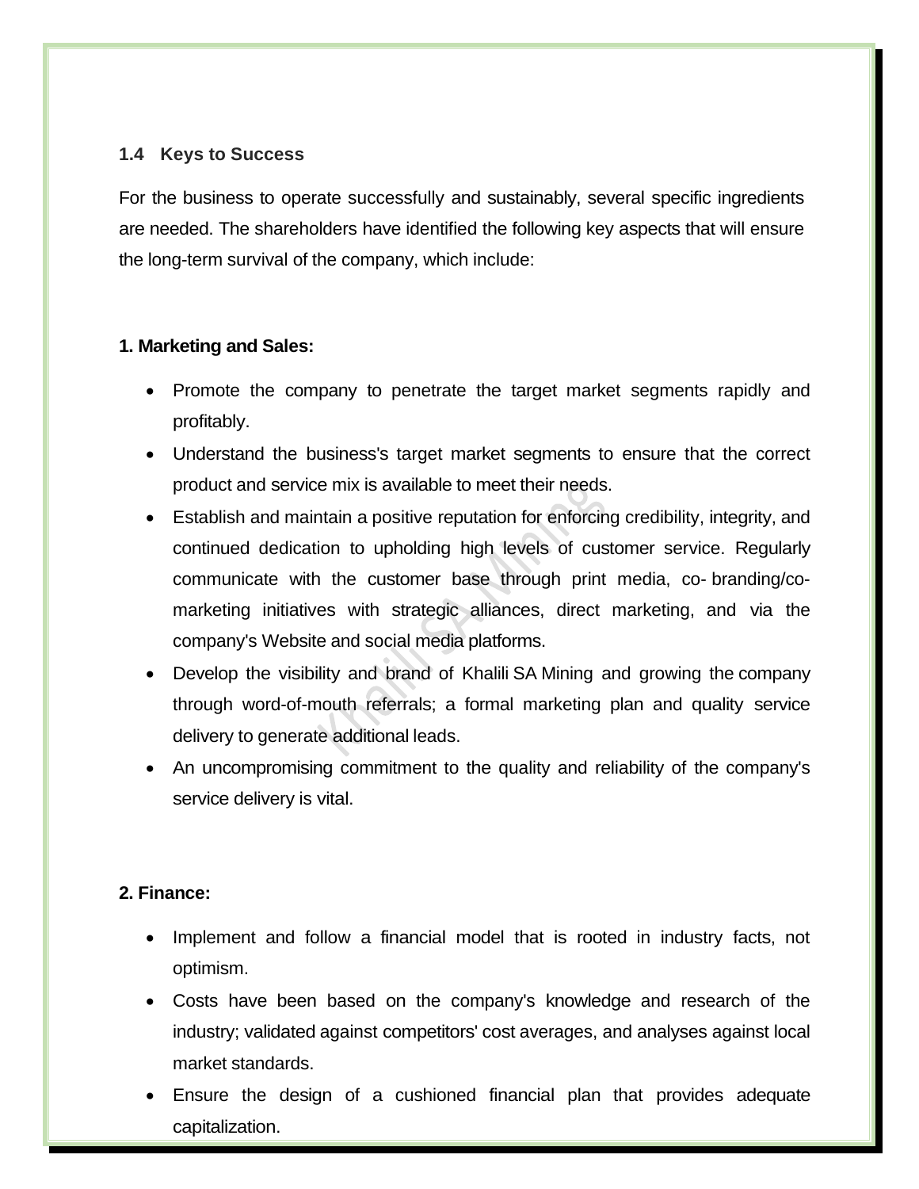### 1.4 Keys to Success

For the business to operate successfully and sustainably, several specific ingredients are needed. The shareholders have identified the following key aspects that will ensure the long-term survival of the company, which include:

**1. Marketing and Sales:**

- Promote the company to penetrate the target market segments rapidly and profitably.
- Understand the business's target market segments to ensure that the correct product and service mix is available to meet their needs.
- Establish and maintain a positive reputation for enforcing credibility, integrity, and continued dedication to upholding high levels of customer service. Regularly communicate with the customer base through print media, co- branding/co-marketing initiatives with strategic alliances, direct marketing, and via the company's Website and social media platforms.
- Develop the visibility and brand of Khalili SA Mining and growing the company through word-of-mouth referrals; a formal marketing plan and quality service delivery to generate additional leads.
- An uncompromising commitment to the quality and reliability of the company's service delivery is vital.

**2. Finance:**

- Implement and follow a financial model that is rooted in industry facts, not optimism.
- Costs have been based on the company's knowledge and research of the industry; validated against competitors' cost averages, and analyses against local market standards.
- Ensure the design of a cushioned financial plan that provides adequate capitalization.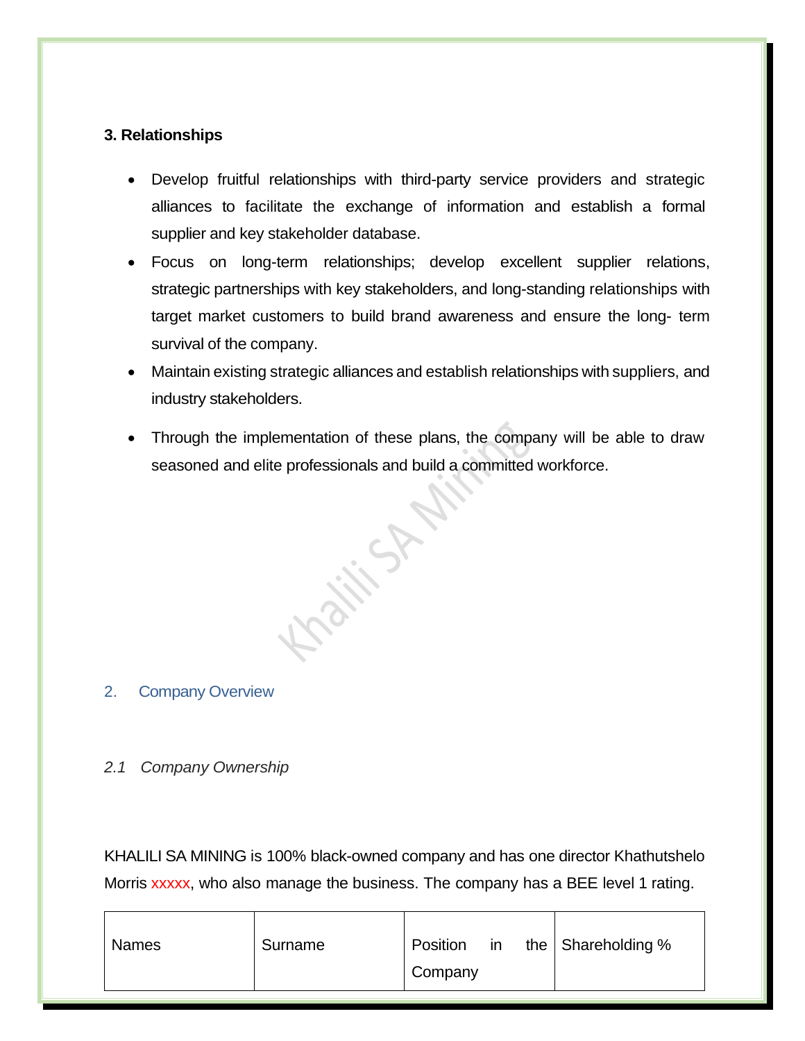### 3. Relationships

- Develop fruitful relationships with third-party service providers and strategic alliances to facilitate the exchange of information and establish a formal supplier and key stakeholder database.
- Focus on long-term relationships; develop excellent supplier relations, strategic partnerships with key stakeholders, and long-standing relationships with target market customers to build brand awareness and ensure the long- term survival of the company.
- Maintain existing strategic alliances and establish relationships with suppliers, and industry stakeholders.
- Through the implementation of these plans, the company will be able to draw seasoned and elite professionals and build a committed workforce.

## 2. Company Overview

### *2.1 Company Ownership*

KHALILI SA MINING is 100% black-owned company and has one director Khathutshelo Morris xxxxx, who also manage the business. The company has a BEE level 1 rating.

| Names | Surname | Position in the Company | Shareholding % |
|---|---|---|---|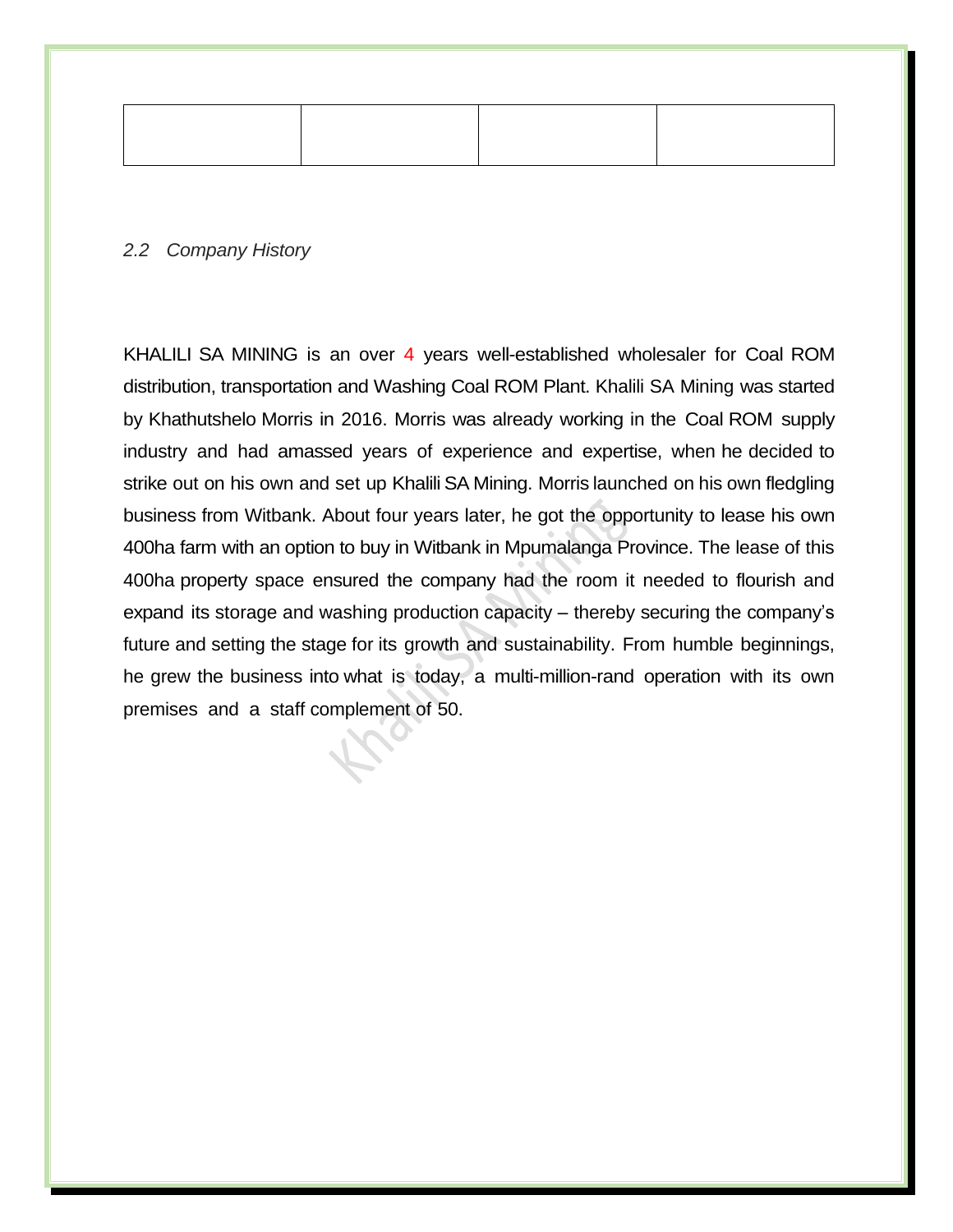| | | | |
|---|---|---|---|
| | | | |

### *2.2 Company History*

KHALILI SA MINING is an over 4 years well-established wholesaler for Coal ROM distribution, transportation and Washing Coal ROM Plant. Khalili SA Mining was started by Khathutshelo Morris in 2016. Morris was already working in the Coal ROM supply industry and had amassed years of experience and expertise, when he decided to strike out on his own and set up Khalili SA Mining. Morris launched on his own fledgling business from Witbank. About four years later, he got the opportunity to lease his own 400ha farm with an option to buy in Witbank in Mpumalanga Province. The lease of this 400ha property space ensured the company had the room it needed to flourish and expand its storage and washing production capacity – thereby securing the company's future and setting the stage for its growth and sustainability. From humble beginnings, he grew the business into what is today, a multi-million-rand operation with its own premises and a staff complement of 50.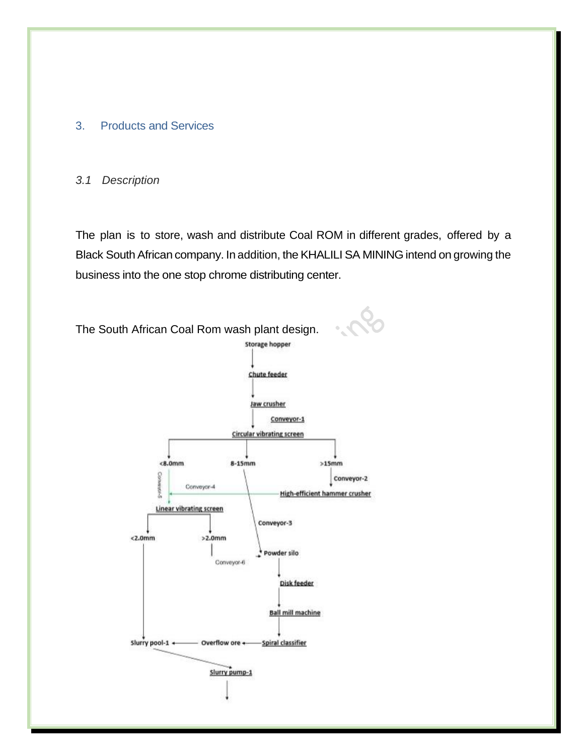## 3. Products and Services

### *3.1 Description*

The plan is to store, wash and distribute Coal ROM in different grades, offered by a Black South African company. In addition, the KHALILI SA MINING intend on growing the business into the one stop chrome distributing center.

The South African Coal Rom wash plant design.

- Storage hopper
- Chute feeder
- Jaw crusher
- Conveyor-1
- Circular vibrating screen
  - <8.0mm → Conveyor-5 → Linear vibrating screen
    - <2.0mm → Slurry pool-1
    - >2.0mm → Conveyor-6 → Powder silo
  - 8-15mm → Conveyor-3 → Powder silo
  - >15mm → Conveyor-2 → High-efficient hammer crusher → Conveyor-4 → Linear vibrating screen
- Powder silo
- Disk feeder
- Ball mill machine
- Spiral classifier → Overflow ore → Slurry pool-1
- Slurry pump-1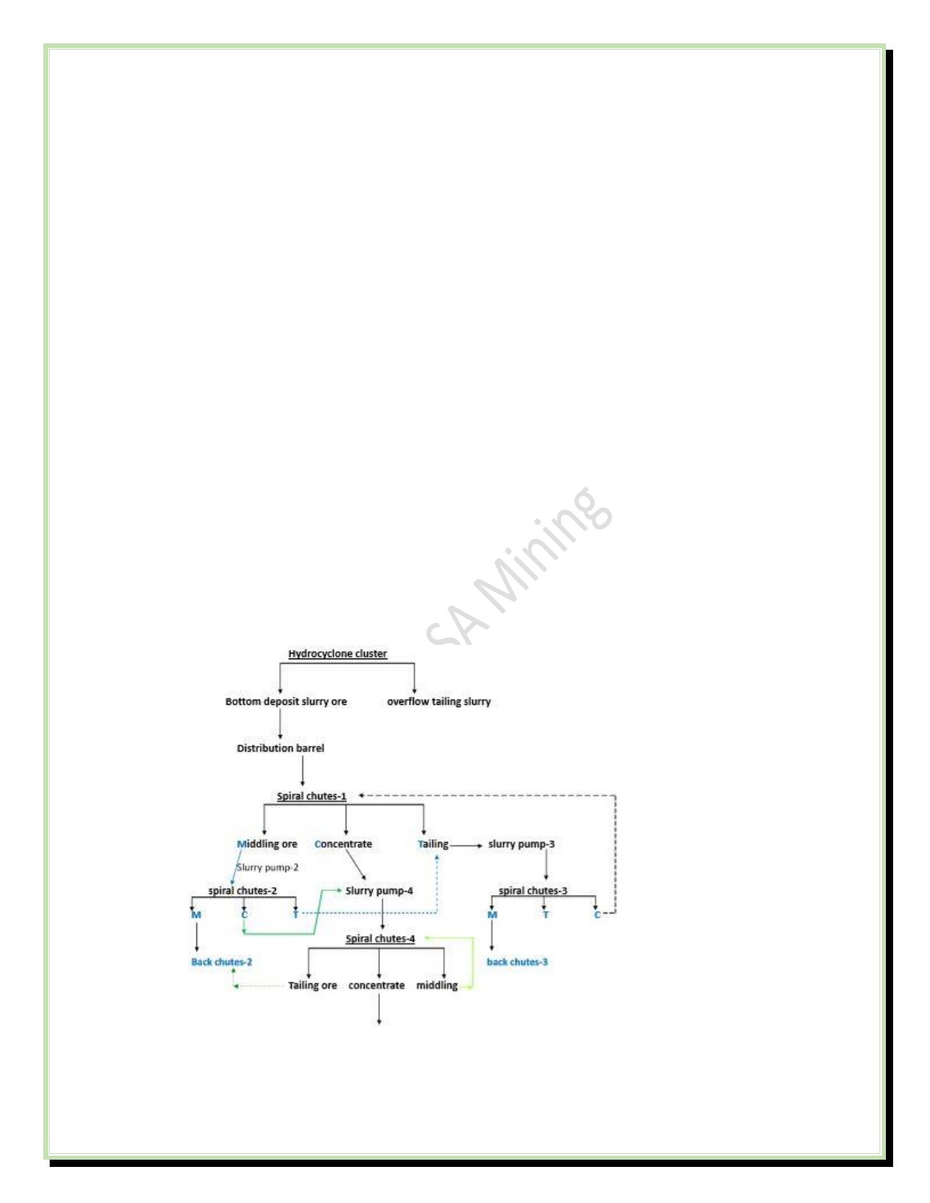Hydrocyclone cluster

- Bottom deposit slurry ore
- overflow tailing slurry

Bottom deposit slurry ore → Distribution barrel → Spiral chutes-1

Spiral chutes-1:

- Middling ore → Slurry pump-2 → spiral chutes-2
- Concentrate → Slurry pump-4
- Tailing → slurry pump-3 → spiral chutes-3

spiral chutes-2:

- M → Back chutes-2
- C → Slurry pump-4
- T → Tailing (Spiral chutes-1)

spiral chutes-3:

- M → back chutes-3
- T
- C → Spiral chutes-1

Slurry pump-4 → Spiral chutes-4

Spiral chutes-4:

- Tailing ore → Back chutes-2
- concentrate →
- middling → Spiral chutes-4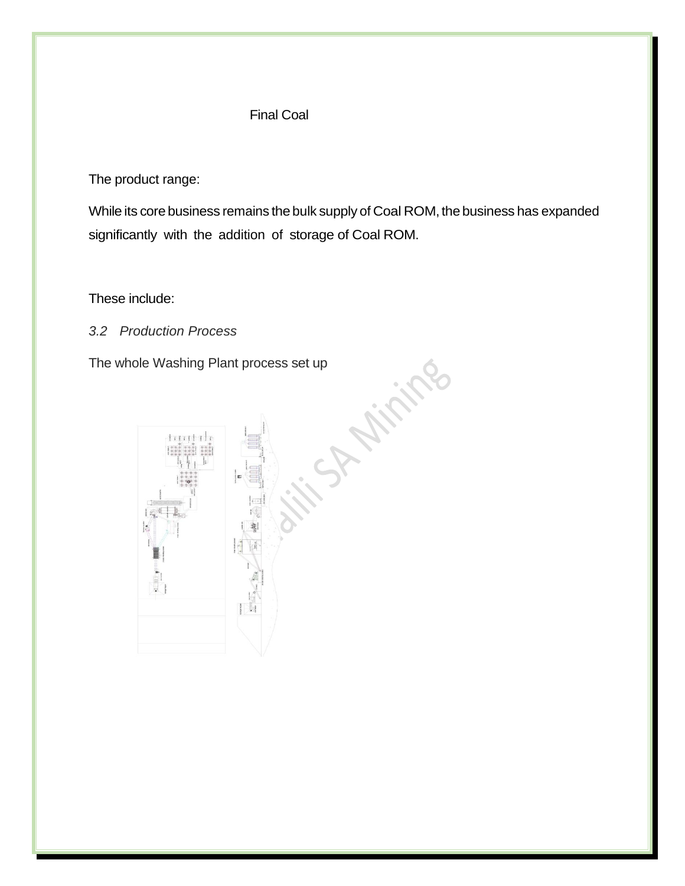Final Coal

The product range:

While its core business remains the bulk supply of Coal ROM, the business has expanded significantly with the addition of storage of Coal ROM.

These include:

*3.2 Production Process*

The whole Washing Plant process set up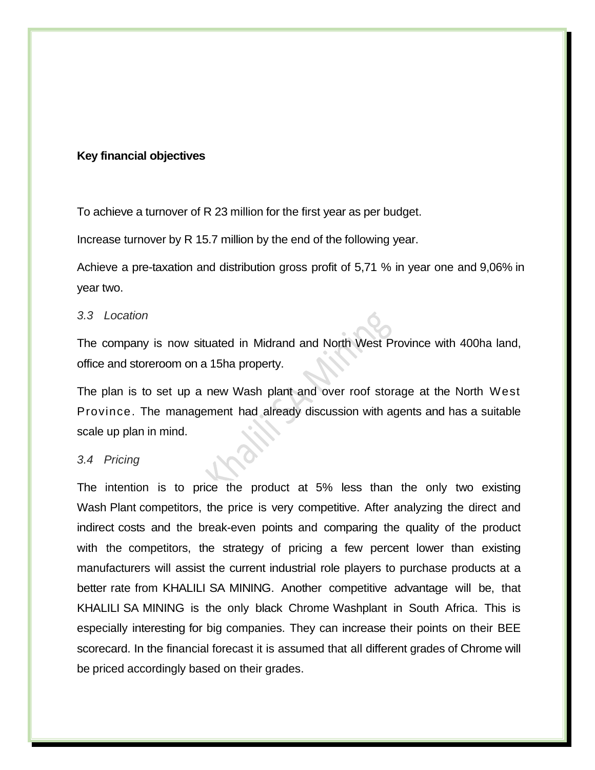**Key financial objectives**

To achieve a turnover of R 23 million for the first year as per budget.

Increase turnover by R 15.7 million by the end of the following year.

Achieve a pre-taxation and distribution gross profit of 5,71 % in year one and 9,06% in year two.

### *3.3 Location*

The company is now situated in Midrand and North West Province with 400ha land, office and storeroom on a 15ha property.

The plan is to set up a new Wash plant and over roof storage at the North West Province. The management had already discussion with agents and has a suitable scale up plan in mind.

### *3.4 Pricing*

The intention is to price the product at 5% less than the only two existing Wash Plant competitors, the price is very competitive. After analyzing the direct and indirect costs and the break-even points and comparing the quality of the product with the competitors, the strategy of pricing a few percent lower than existing manufacturers will assist the current industrial role players to purchase products at a better rate from KHALILI SA MINING. Another competitive advantage will be, that KHALILI SA MINING is the only black Chrome Washplant in South Africa. This is especially interesting for big companies. They can increase their points on their BEE scorecard. In the financial forecast it is assumed that all different grades of Chrome will be priced accordingly based on their grades.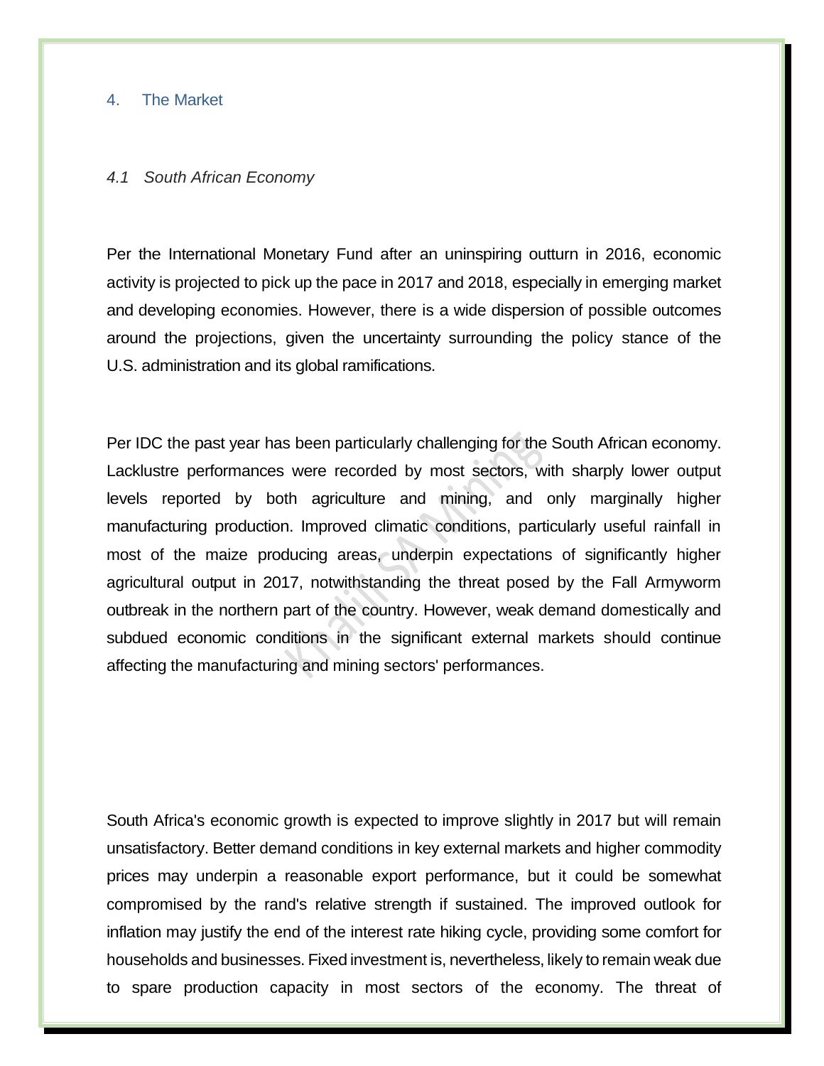## 4. The Market

### *4.1 South African Economy*

Per the International Monetary Fund after an uninspiring outturn in 2016, economic activity is projected to pick up the pace in 2017 and 2018, especially in emerging market and developing economies. However, there is a wide dispersion of possible outcomes around the projections, given the uncertainty surrounding the policy stance of the U.S. administration and its global ramifications.

Per IDC the past year has been particularly challenging for the South African economy. Lacklustre performances were recorded by most sectors, with sharply lower output levels reported by both agriculture and mining, and only marginally higher manufacturing production. Improved climatic conditions, particularly useful rainfall in most of the maize producing areas, underpin expectations of significantly higher agricultural output in 2017, notwithstanding the threat posed by the Fall Armyworm outbreak in the northern part of the country. However, weak demand domestically and subdued economic conditions in the significant external markets should continue affecting the manufacturing and mining sectors' performances.

South Africa's economic growth is expected to improve slightly in 2017 but will remain unsatisfactory. Better demand conditions in key external markets and higher commodity prices may underpin a reasonable export performance, but it could be somewhat compromised by the rand's relative strength if sustained. The improved outlook for inflation may justify the end of the interest rate hiking cycle, providing some comfort for households and businesses. Fixed investment is, nevertheless, likely to remain weak due to spare production capacity in most sectors of the economy. The threat of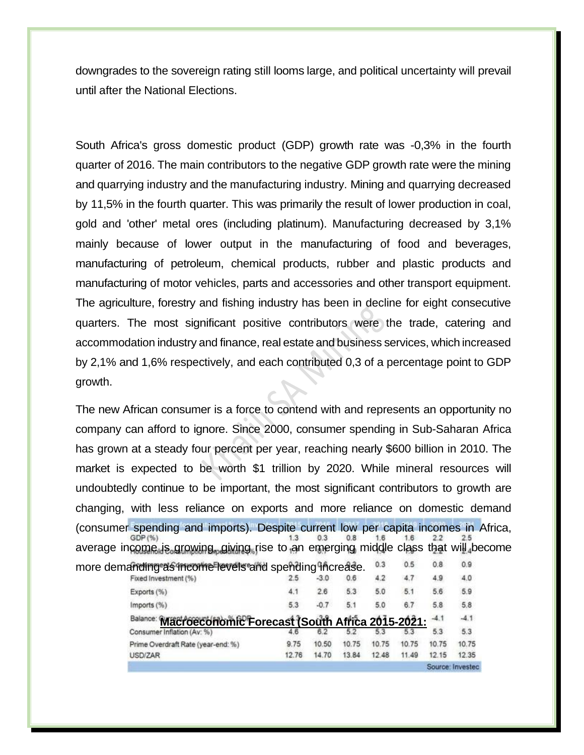downgrades to the sovereign rating still looms large, and political uncertainty will prevail until after the National Elections.

South Africa's gross domestic product (GDP) growth rate was -0,3% in the fourth quarter of 2016. The main contributors to the negative GDP growth rate were the mining and quarrying industry and the manufacturing industry. Mining and quarrying decreased by 11,5% in the fourth quarter. This was primarily the result of lower production in coal, gold and 'other' metal ores (including platinum). Manufacturing decreased by 3,1% mainly because of lower output in the manufacturing of food and beverages, manufacturing of petroleum, chemical products, rubber and plastic products and manufacturing of motor vehicles, parts and accessories and other transport equipment. The agriculture, forestry and fishing industry has been in decline for eight consecutive quarters. The most significant positive contributors were the trade, catering and accommodation industry and finance, real estate and business services, which increased by 2,1% and 1,6% respectively, and each contributed 0,3 of a percentage point to GDP growth.

The new African consumer is a force to contend with and represents an opportunity no company can afford to ignore. Since 2000, consumer spending in Sub-Saharan Africa has grown at a steady four percent per year, reaching nearly $600 billion in 2010. The market is expected to be worth $1 trillion by 2020. While mineral resources will undoubtedly continue to be important, the most significant contributors to growth are changing, with less reliance on exports and more reliance on domestic demand (consumer spending and imports). Despite current low per capita incomes in Africa, average income is growing, giving rise to an emerging middle class that will become more demanding as income levels and spending increase.

**<u>Macroeconomic Forecast (South Africa 2015-2021:</u>**

| Economic Forecast | 2015 | 2016 | 2017 | 2018 | 2019 | 2020 | 2021 |
|---|---|---|---|---|---|---|---|
| GDP (%) | 1.3 | 0.3 | 0.8 | 1.6 | 1.6 | 2.2 | 2.5 |
| Household Consumption Expenditure (%) | 1.7 | 0.7 | 1.0 | 1.4 | 1.8 | 2.2 | 2.4 |
| Government Consumption Expenditure (%) | 0.2 | 0.6 | 0.3 | 0.3 | 0.5 | 0.8 | 0.9 |
| Fixed Investment (%) | 2.5 | -3.0 | 0.6 | 4.2 | 4.7 | 4.9 | 4.0 |
| Exports (%) | 4.1 | 2.6 | 5.3 | 5.0 | 5.1 | 5.6 | 5.9 |
| Imports (%) | 5.3 | -0.7 | 5.1 | 5.0 | 6.7 | 5.8 | 5.8 |
| Balance: Current Account (sa) - % GDP | -4.3 | -3.8 | -4.5 | -4.7 | -4.3 | -4.1 | -4.1 |
| Consumer Inflation (Av: %) | 4.6 | 6.2 | 5.2 | 5.3 | 5.3 | 5.3 | 5.3 |
| Prime Overdraft Rate (year-end: %) | 9.75 | 10.50 | 10.75 | 10.75 | 10.75 | 10.75 | 10.75 |
| USD/ZAR | 12.76 | 14.70 | 13.84 | 12.48 | 11.49 | 12.15 | 12.35 |

Source: Investec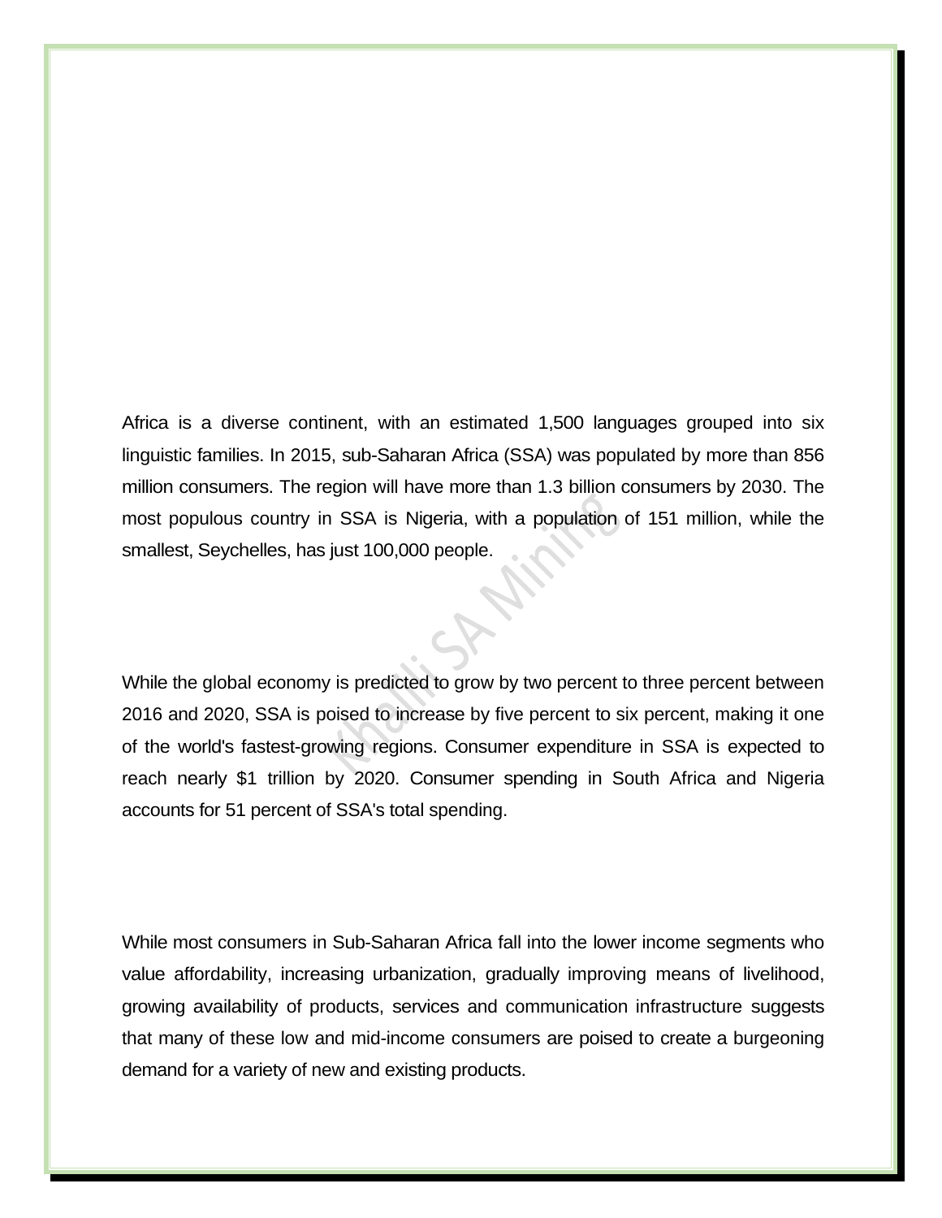Africa is a diverse continent, with an estimated 1,500 languages grouped into six linguistic families. In 2015, sub-Saharan Africa (SSA) was populated by more than 856 million consumers. The region will have more than 1.3 billion consumers by 2030. The most populous country in SSA is Nigeria, with a population of 151 million, while the smallest, Seychelles, has just 100,000 people.

While the global economy is predicted to grow by two percent to three percent between 2016 and 2020, SSA is poised to increase by five percent to six percent, making it one of the world's fastest-growing regions. Consumer expenditure in SSA is expected to reach nearly $1 trillion by 2020. Consumer spending in South Africa and Nigeria accounts for 51 percent of SSA's total spending.

While most consumers in Sub-Saharan Africa fall into the lower income segments who value affordability, increasing urbanization, gradually improving means of livelihood, growing availability of products, services and communication infrastructure suggests that many of these low and mid-income consumers are poised to create a burgeoning demand for a variety of new and existing products.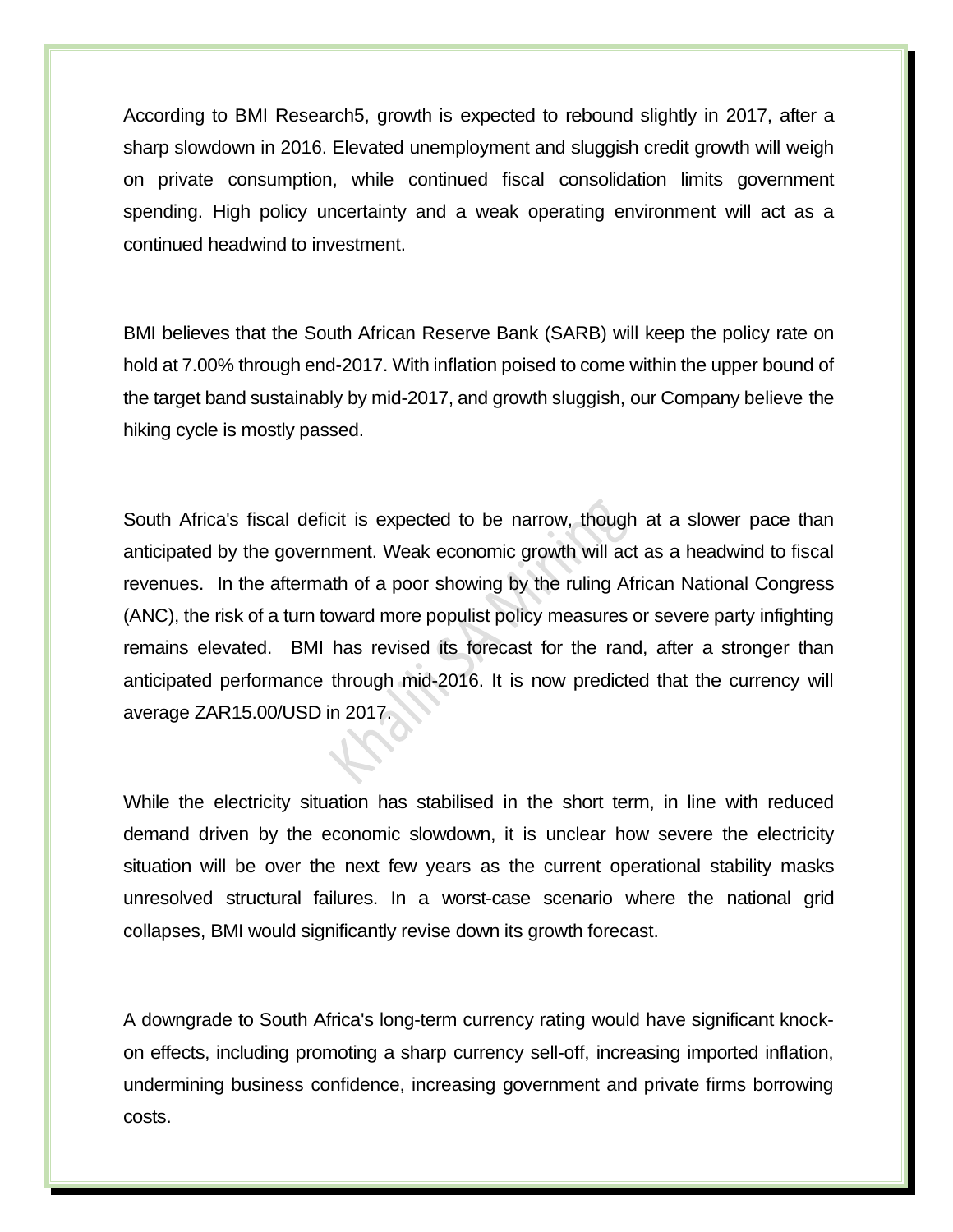According to BMI Research5, growth is expected to rebound slightly in 2017, after a sharp slowdown in 2016. Elevated unemployment and sluggish credit growth will weigh on private consumption, while continued fiscal consolidation limits government spending. High policy uncertainty and a weak operating environment will act as a continued headwind to investment.

BMI believes that the South African Reserve Bank (SARB) will keep the policy rate on hold at 7.00% through end-2017. With inflation poised to come within the upper bound of the target band sustainably by mid-2017, and growth sluggish, our Company believe the hiking cycle is mostly passed.

South Africa's fiscal deficit is expected to be narrow, though at a slower pace than anticipated by the government. Weak economic growth will act as a headwind to fiscal revenues. In the aftermath of a poor showing by the ruling African National Congress (ANC), the risk of a turn toward more populist policy measures or severe party infighting remains elevated. BMI has revised its forecast for the rand, after a stronger than anticipated performance through mid-2016. It is now predicted that the currency will average ZAR15.00/USD in 2017.

While the electricity situation has stabilised in the short term, in line with reduced demand driven by the economic slowdown, it is unclear how severe the electricity situation will be over the next few years as the current operational stability masks unresolved structural failures. In a worst-case scenario where the national grid collapses, BMI would significantly revise down its growth forecast.

A downgrade to South Africa's long-term currency rating would have significant knock-on effects, including promoting a sharp currency sell-off, increasing imported inflation, undermining business confidence, increasing government and private firms borrowing costs.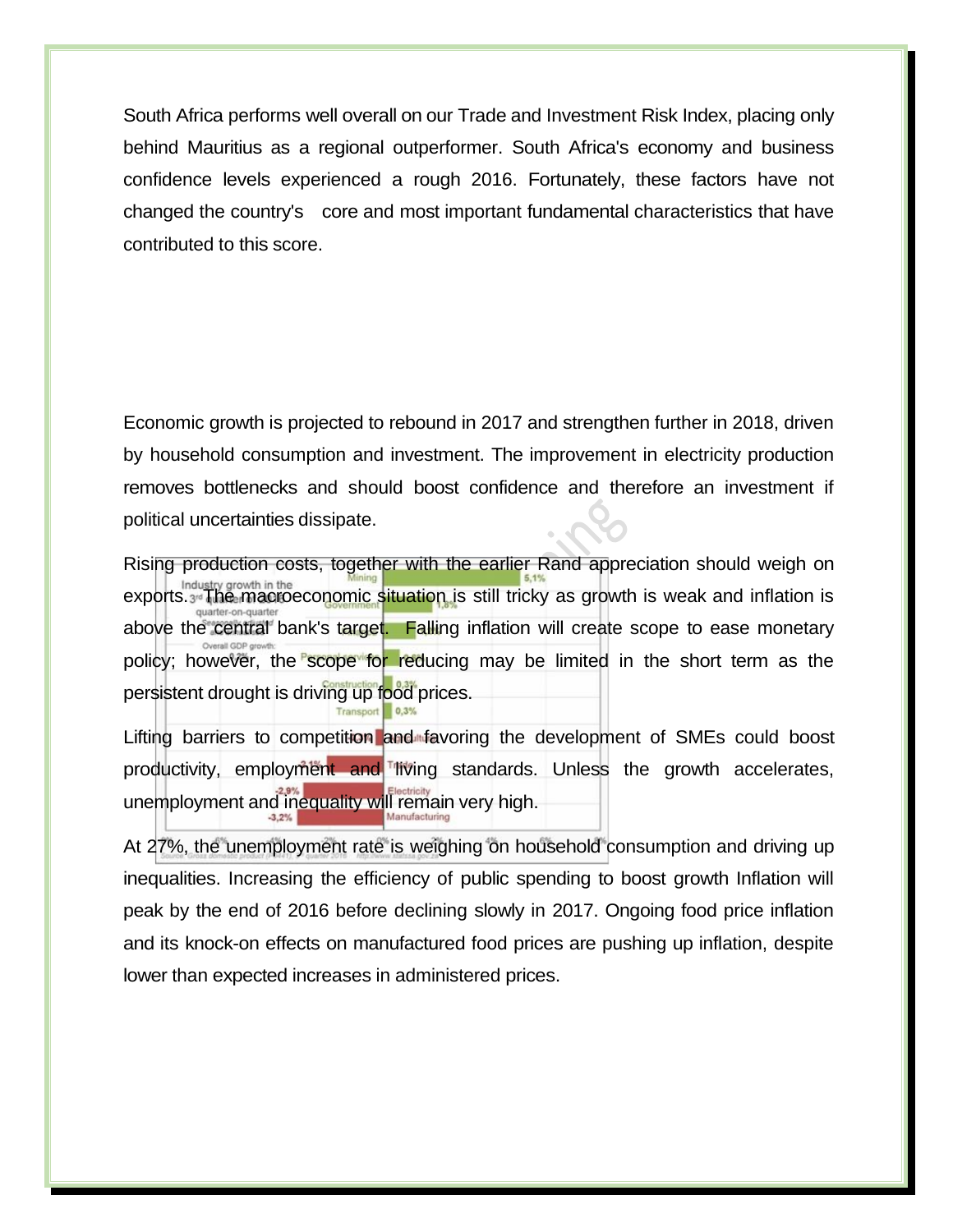South Africa performs well overall on our Trade and Investment Risk Index, placing only behind Mauritius as a regional outperformer. South Africa's economy and business confidence levels experienced a rough 2016. Fortunately, these factors have not changed the country's core and most important fundamental characteristics that have contributed to this score.

Economic growth is projected to rebound in 2017 and strengthen further in 2018, driven by household consumption and investment. The improvement in electricity production removes bottlenecks and should boost confidence and therefore an investment if political uncertainties dissipate.

Rising production costs, together with the earlier Rand appreciation should weigh on exports. The macroeconomic situation is still tricky as growth is weak and inflation is above the central bank's target. Falling inflation will create scope to ease monetary policy; however, the scope for reducing may be limited in the short term as the persistent drought is driving up food prices.

Lifting barriers to competition and favoring the development of SMEs could boost productivity, employment and living standards. Unless the growth accelerates, unemployment and inequality will remain very high.

At 27%, the unemployment rate is weighing on household consumption and driving up inequalities. Increasing the efficiency of public spending to boost growth Inflation will peak by the end of 2016 before declining slowly in 2017. Ongoing food price inflation and its knock-on effects on manufactured food prices are pushing up inflation, despite lower than expected increases in administered prices.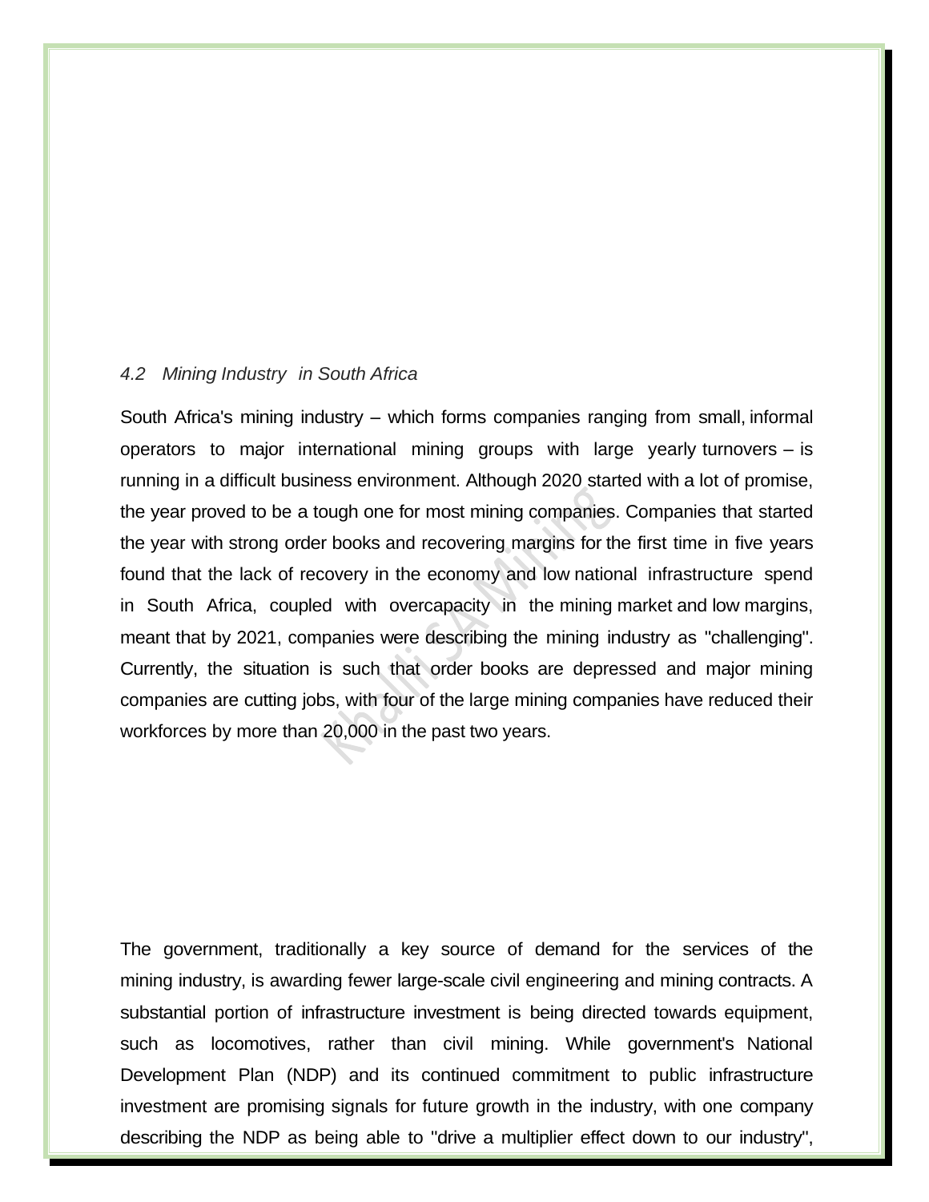### *4.2 Mining Industry in South Africa*

South Africa's mining industry – which forms companies ranging from small, informal operators to major international mining groups with large yearly turnovers – is running in a difficult business environment. Although 2020 started with a lot of promise, the year proved to be a tough one for most mining companies. Companies that started the year with strong order books and recovering margins for the first time in five years found that the lack of recovery in the economy and low national infrastructure spend in South Africa, coupled with overcapacity in the mining market and low margins, meant that by 2021, companies were describing the mining industry as "challenging". Currently, the situation is such that order books are depressed and major mining companies are cutting jobs, with four of the large mining companies have reduced their workforces by more than 20,000 in the past two years.

The government, traditionally a key source of demand for the services of the mining industry, is awarding fewer large-scale civil engineering and mining contracts. A substantial portion of infrastructure investment is being directed towards equipment, such as locomotives, rather than civil mining. While government's National Development Plan (NDP) and its continued commitment to public infrastructure investment are promising signals for future growth in the industry, with one company describing the NDP as being able to "drive a multiplier effect down to our industry",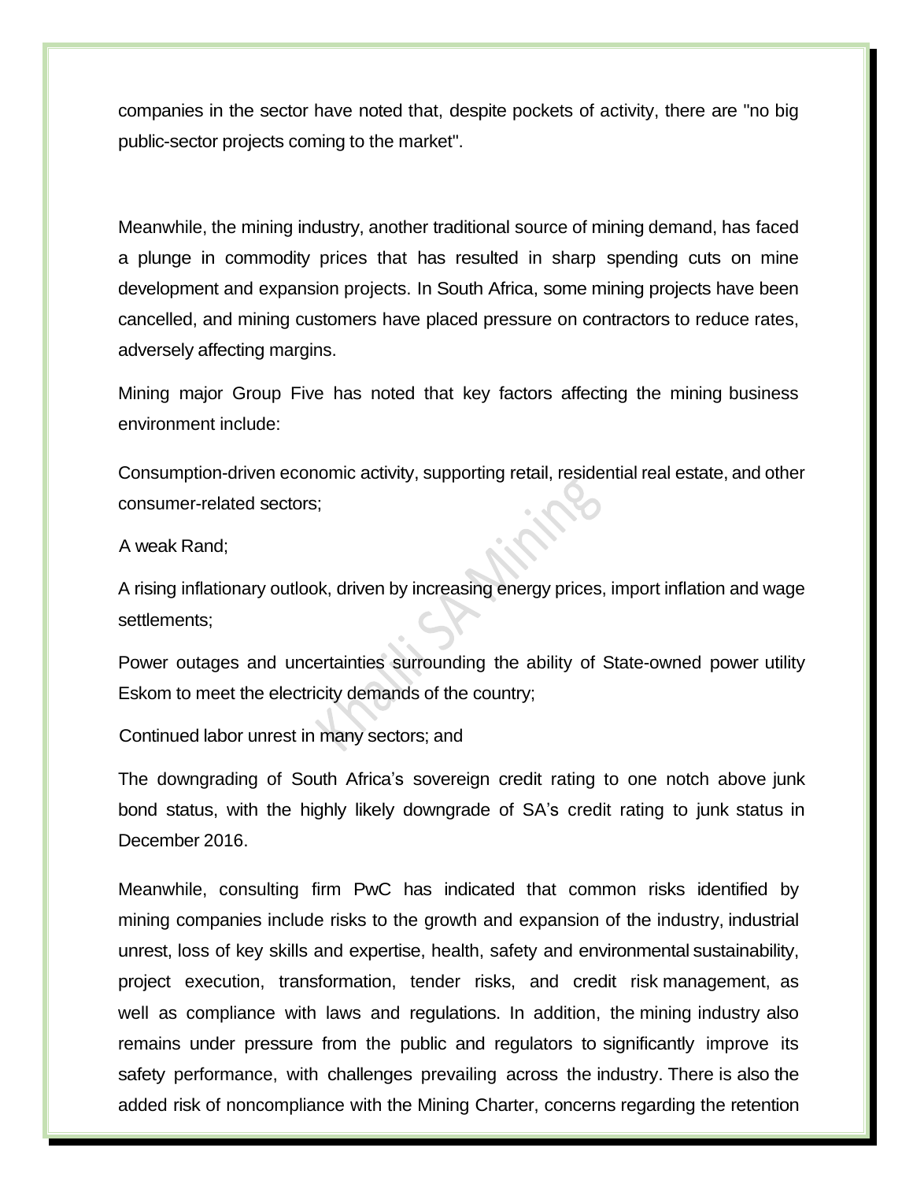companies in the sector have noted that, despite pockets of activity, there are "no big public-sector projects coming to the market".

Meanwhile, the mining industry, another traditional source of mining demand, has faced a plunge in commodity prices that has resulted in sharp spending cuts on mine development and expansion projects. In South Africa, some mining projects have been cancelled, and mining customers have placed pressure on contractors to reduce rates, adversely affecting margins.

Mining major Group Five has noted that key factors affecting the mining business environment include:

Consumption-driven economic activity, supporting retail, residential real estate, and other consumer-related sectors;

A weak Rand;

A rising inflationary outlook, driven by increasing energy prices, import inflation and wage settlements;

Power outages and uncertainties surrounding the ability of State-owned power utility Eskom to meet the electricity demands of the country;

Continued labor unrest in many sectors; and

The downgrading of South Africa's sovereign credit rating to one notch above junk bond status, with the highly likely downgrade of SA's credit rating to junk status in December 2016.

Meanwhile, consulting firm PwC has indicated that common risks identified by mining companies include risks to the growth and expansion of the industry, industrial unrest, loss of key skills and expertise, health, safety and environmental sustainability, project execution, transformation, tender risks, and credit risk management, as well as compliance with laws and regulations. In addition, the mining industry also remains under pressure from the public and regulators to significantly improve its safety performance, with challenges prevailing across the industry. There is also the added risk of noncompliance with the Mining Charter, concerns regarding the retention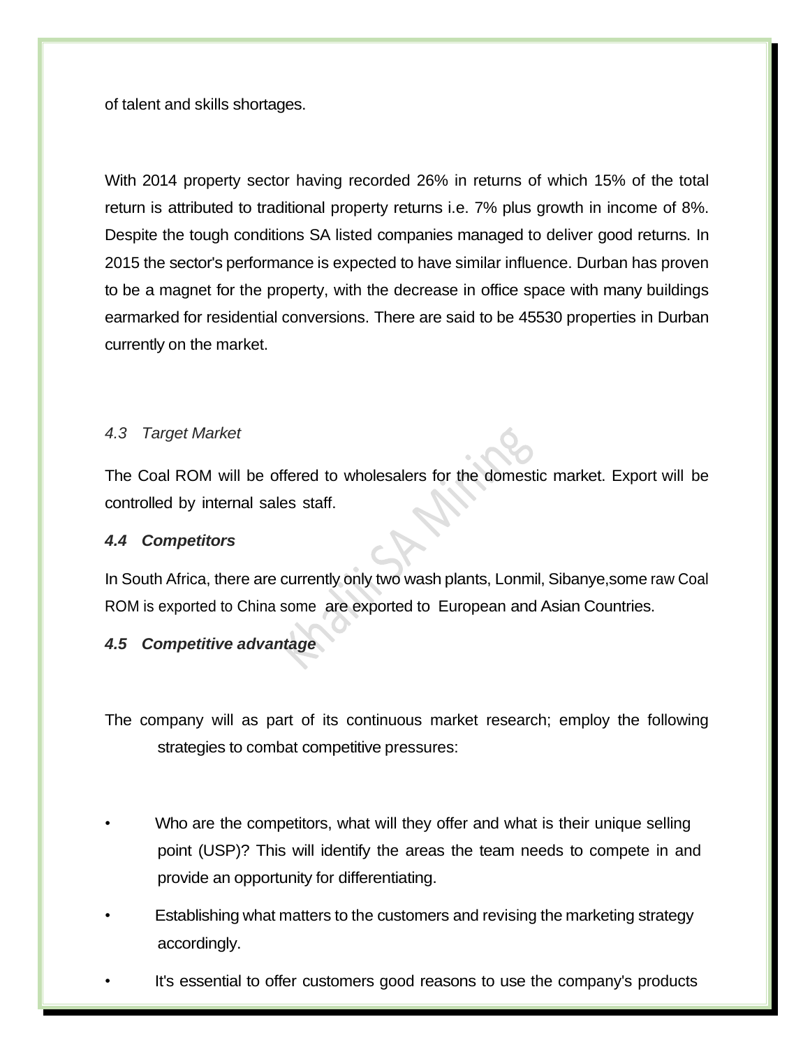of talent and skills shortages.

With 2014 property sector having recorded 26% in returns of which 15% of the total return is attributed to traditional property returns i.e. 7% plus growth in income of 8%. Despite the tough conditions SA listed companies managed to deliver good returns. In 2015 the sector's performance is expected to have similar influence. Durban has proven to be a magnet for the property, with the decrease in office space with many buildings earmarked for residential conversions. There are said to be 45530 properties in Durban currently on the market.

### *4.3 Target Market*

The Coal ROM will be offered to wholesalers for the domestic market. Export will be controlled by internal sales staff.

### ***4.4 Competitors***

In South Africa, there are currently only two wash plants, Lonmil, Sibanye,some raw Coal ROM is exported to China some are exported to European and Asian Countries.

### ***4.5 Competitive advantage***

The company will as part of its continuous market research; employ the following strategies to combat competitive pressures:

- Who are the competitors, what will they offer and what is their unique selling point (USP)? This will identify the areas the team needs to compete in and provide an opportunity for differentiating.
- Establishing what matters to the customers and revising the marketing strategy accordingly.
- It's essential to offer customers good reasons to use the company's products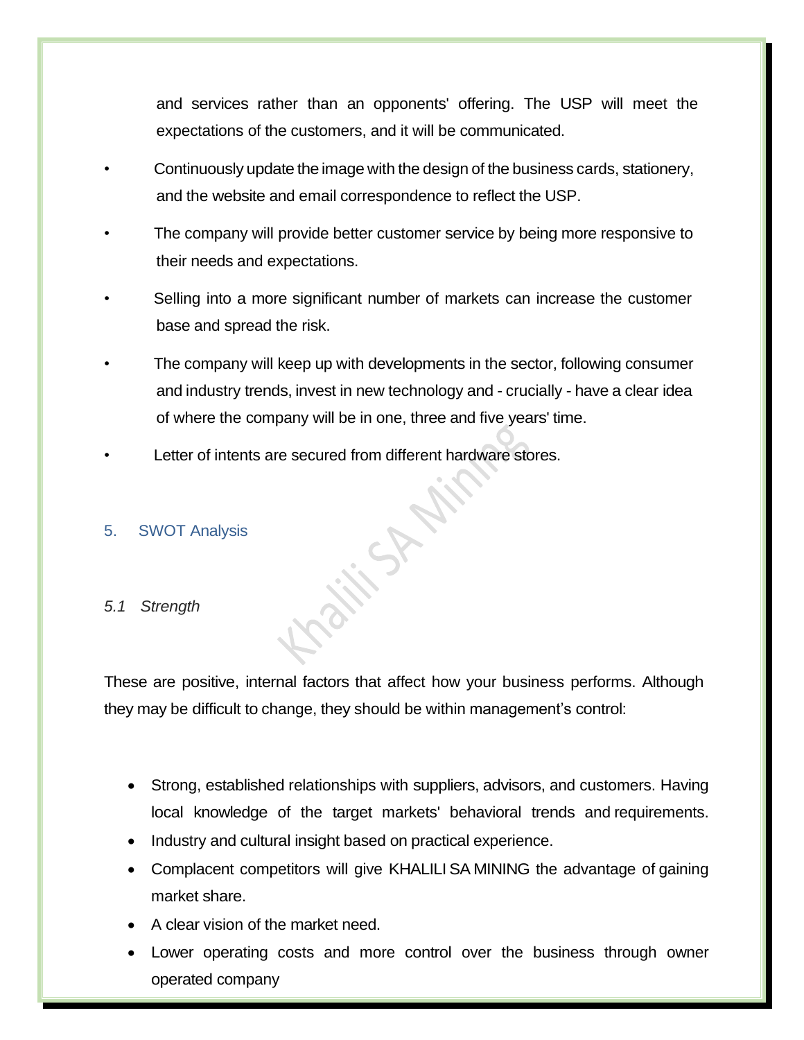and services rather than an opponents' offering. The USP will meet the expectations of the customers, and it will be communicated.

- Continuously update the image with the design of the business cards, stationery, and the website and email correspondence to reflect the USP.
- The company will provide better customer service by being more responsive to their needs and expectations.
- Selling into a more significant number of markets can increase the customer base and spread the risk.
- The company will keep up with developments in the sector, following consumer and industry trends, invest in new technology and - crucially - have a clear idea of where the company will be in one, three and five years' time.
- Letter of intents are secured from different hardware stores.

## 5. SWOT Analysis

### *5.1 Strength*

These are positive, internal factors that affect how your business performs. Although they may be difficult to change, they should be within management's control:

- Strong, established relationships with suppliers, advisors, and customers. Having local knowledge of the target markets' behavioral trends and requirements.
- Industry and cultural insight based on practical experience.
- Complacent competitors will give KHALILI SA MINING the advantage of gaining market share.
- A clear vision of the market need.
- Lower operating costs and more control over the business through owner operated company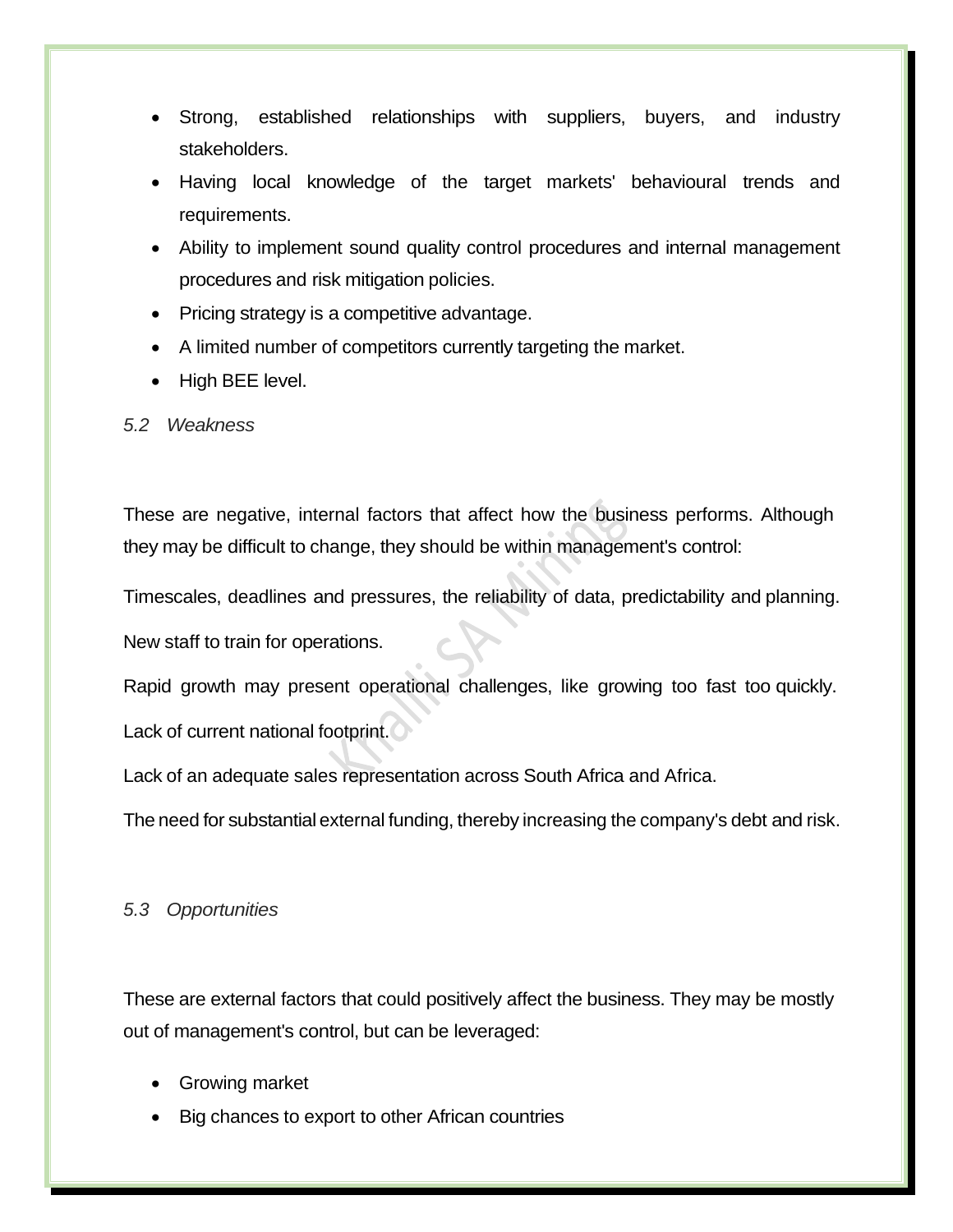- Strong, established relationships with suppliers, buyers, and industry stakeholders.
- Having local knowledge of the target markets' behavioural trends and requirements.
- Ability to implement sound quality control procedures and internal management procedures and risk mitigation policies.
- Pricing strategy is a competitive advantage.
- A limited number of competitors currently targeting the market.
- High BEE level.

### *5.2 Weakness*

These are negative, internal factors that affect how the business performs. Although they may be difficult to change, they should be within management's control:

Timescales, deadlines and pressures, the reliability of data, predictability and planning.

New staff to train for operations.

Rapid growth may present operational challenges, like growing too fast too quickly.

Lack of current national footprint.

Lack of an adequate sales representation across South Africa and Africa.

The need for substantial external funding, thereby increasing the company's debt and risk.

### *5.3 Opportunities*

These are external factors that could positively affect the business. They may be mostly out of management's control, but can be leveraged:

- Growing market
- Big chances to export to other African countries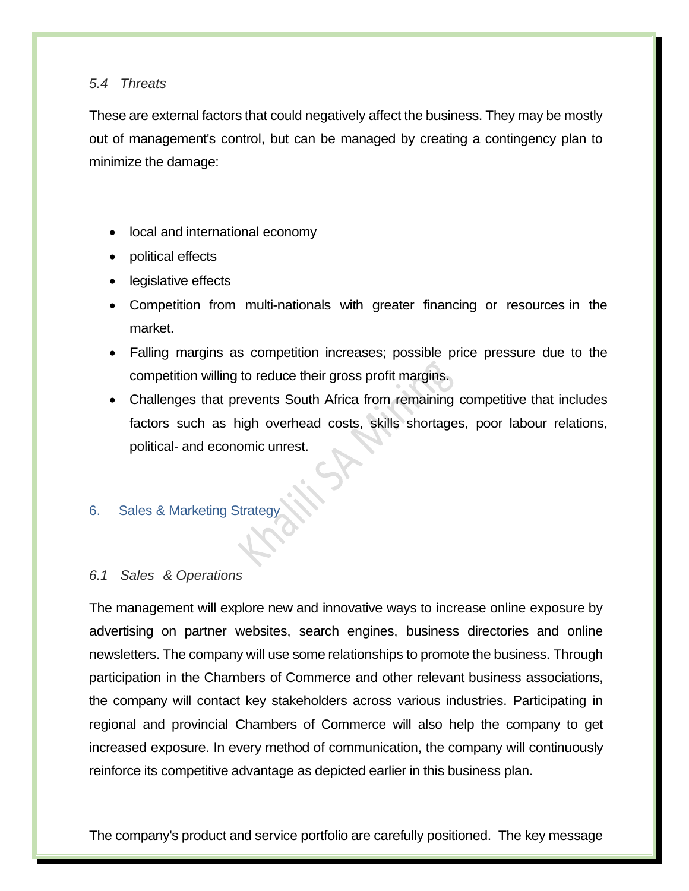### *5.4 Threats*

These are external factors that could negatively affect the business. They may be mostly out of management's control, but can be managed by creating a contingency plan to minimize the damage:

- local and international economy
- political effects
- legislative effects
- Competition from multi-nationals with greater financing or resources in the market.
- Falling margins as competition increases; possible price pressure due to the competition willing to reduce their gross profit margins.
- Challenges that prevents South Africa from remaining competitive that includes factors such as high overhead costs, skills shortages, poor labour relations, political- and economic unrest.

## 6. Sales & Marketing Strategy

### *6.1 Sales & Operations*

The management will explore new and innovative ways to increase online exposure by advertising on partner websites, search engines, business directories and online newsletters. The company will use some relationships to promote the business. Through participation in the Chambers of Commerce and other relevant business associations, the company will contact key stakeholders across various industries. Participating in regional and provincial Chambers of Commerce will also help the company to get increased exposure. In every method of communication, the company will continuously reinforce its competitive advantage as depicted earlier in this business plan.

The company's product and service portfolio are carefully positioned. The key message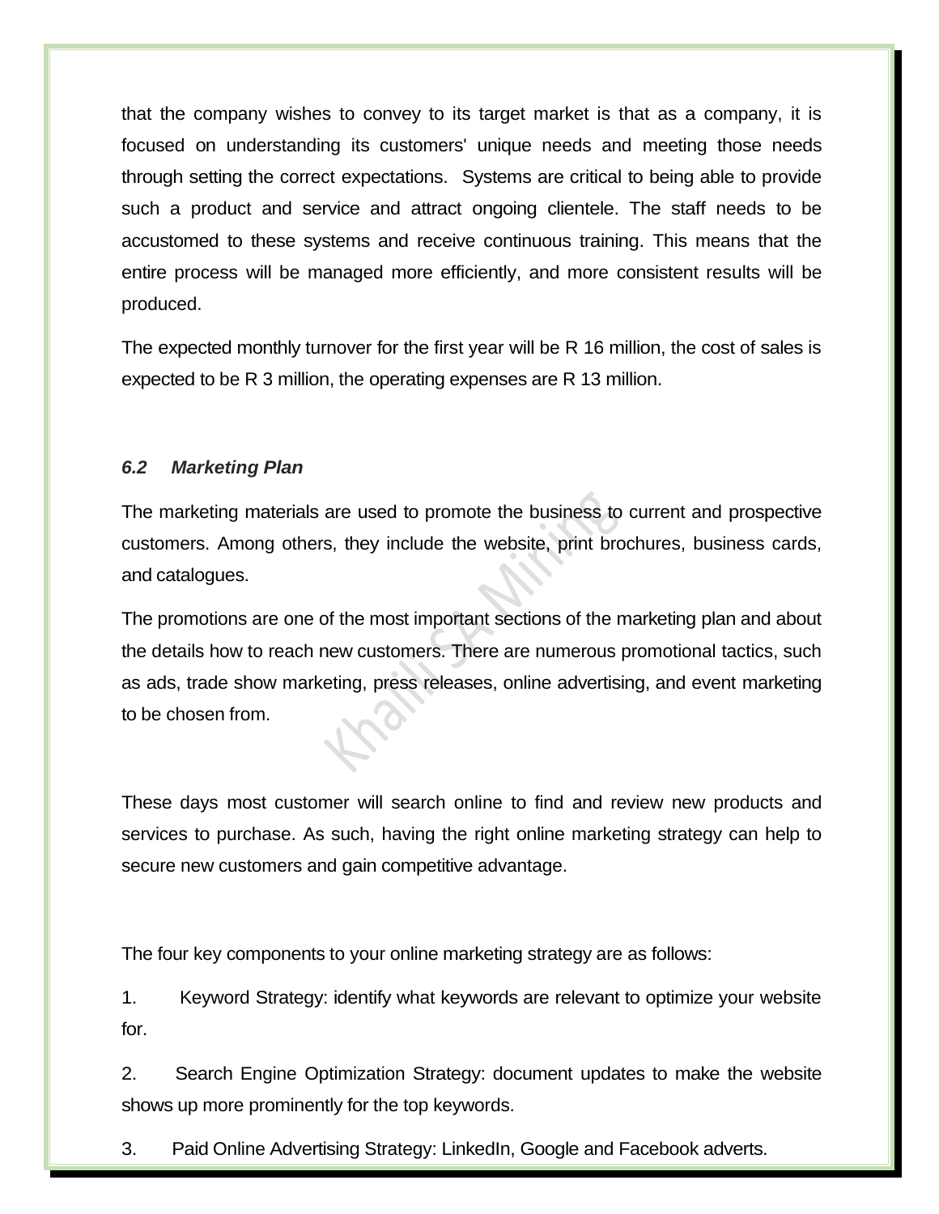that the company wishes to convey to its target market is that as a company, it is focused on understanding its customers' unique needs and meeting those needs through setting the correct expectations. Systems are critical to being able to provide such a product and service and attract ongoing clientele. The staff needs to be accustomed to these systems and receive continuous training. This means that the entire process will be managed more efficiently, and more consistent results will be produced.

The expected monthly turnover for the first year will be R 16 million, the cost of sales is expected to be R 3 million, the operating expenses are R 13 million.

### *6.2 Marketing Plan*

The marketing materials are used to promote the business to current and prospective customers. Among others, they include the website, print brochures, business cards, and catalogues.

The promotions are one of the most important sections of the marketing plan and about the details how to reach new customers. There are numerous promotional tactics, such as ads, trade show marketing, press releases, online advertising, and event marketing to be chosen from.

These days most customer will search online to find and review new products and services to purchase. As such, having the right online marketing strategy can help to secure new customers and gain competitive advantage.

The four key components to your online marketing strategy are as follows:

1. Keyword Strategy: identify what keywords are relevant to optimize your website for.
2. Search Engine Optimization Strategy: document updates to make the website shows up more prominently for the top keywords.
3. Paid Online Advertising Strategy: LinkedIn, Google and Facebook adverts.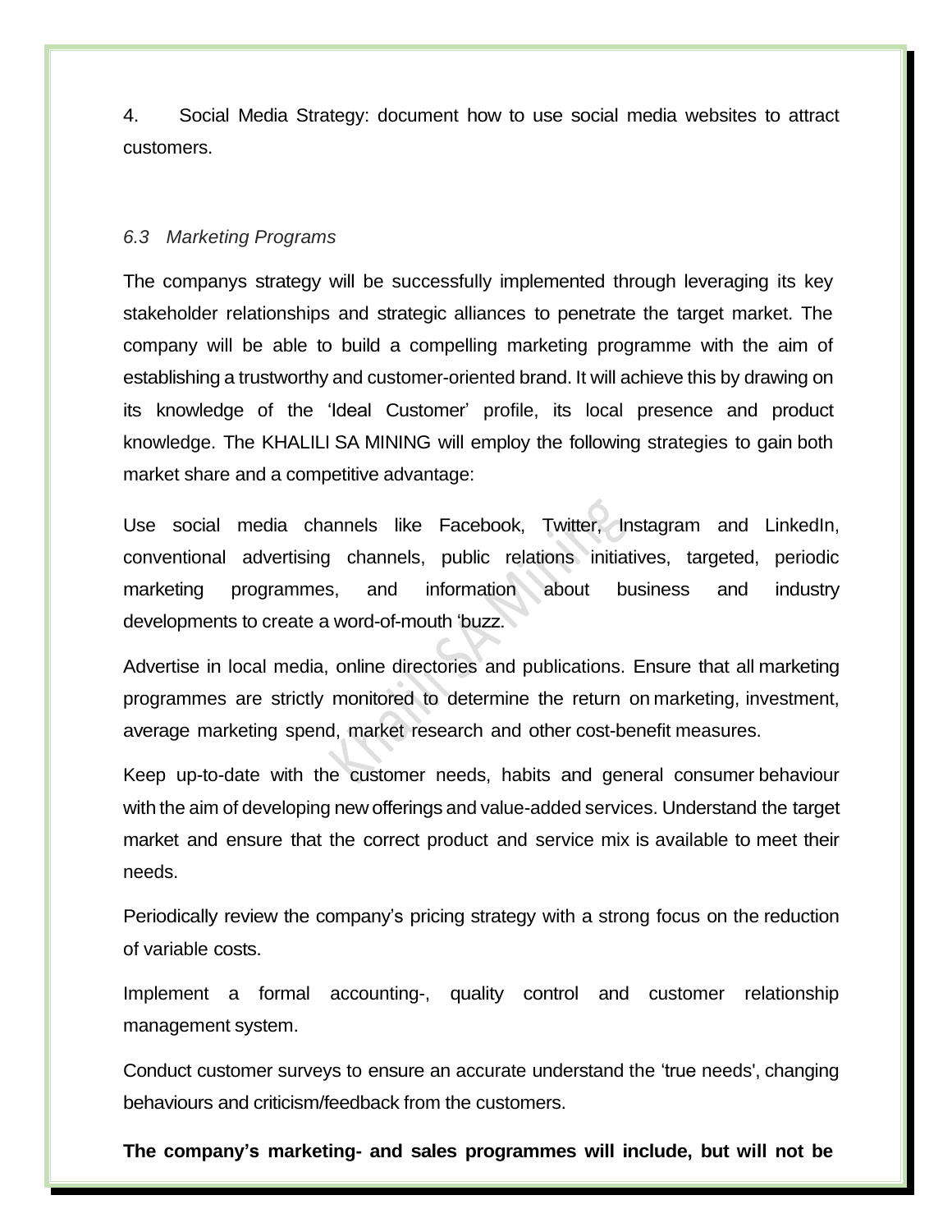4. Social Media Strategy: document how to use social media websites to attract customers.

### *6.3 Marketing Programs*

The companys strategy will be successfully implemented through leveraging its key stakeholder relationships and strategic alliances to penetrate the target market. The company will be able to build a compelling marketing programme with the aim of establishing a trustworthy and customer-oriented brand. It will achieve this by drawing on its knowledge of the 'Ideal Customer' profile, its local presence and product knowledge. The KHALILI SA MINING will employ the following strategies to gain both market share and a competitive advantage:

Use social media channels like Facebook, Twitter, Instagram and LinkedIn, conventional advertising channels, public relations initiatives, targeted, periodic marketing programmes, and information about business and industry developments to create a word-of-mouth 'buzz.

Advertise in local media, online directories and publications. Ensure that all marketing programmes are strictly monitored to determine the return on marketing, investment, average marketing spend, market research and other cost-benefit measures.

Keep up-to-date with the customer needs, habits and general consumer behaviour with the aim of developing new offerings and value-added services. Understand the target market and ensure that the correct product and service mix is available to meet their needs.

Periodically review the company's pricing strategy with a strong focus on the reduction of variable costs.

Implement a formal accounting-, quality control and customer relationship management system.

Conduct customer surveys to ensure an accurate understand the 'true needs', changing behaviours and criticism/feedback from the customers.

**The company's marketing- and sales programmes will include, but will not be**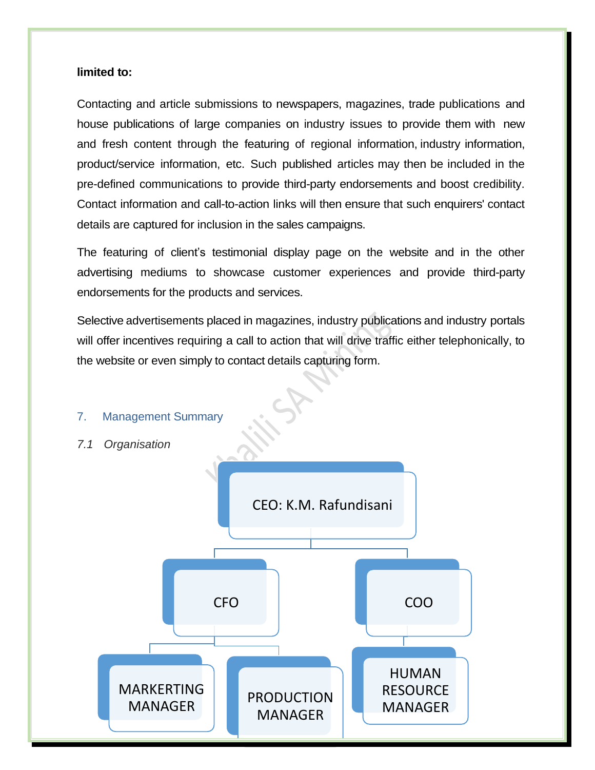**limited to:**

Contacting and article submissions to newspapers, magazines, trade publications and house publications of large companies on industry issues to provide them with new and fresh content through the featuring of regional information, industry information, product/service information, etc. Such published articles may then be included in the pre-defined communications to provide third-party endorsements and boost credibility. Contact information and call-to-action links will then ensure that such enquirers' contact details are captured for inclusion in the sales campaigns.

The featuring of client's testimonial display page on the website and in the other advertising mediums to showcase customer experiences and provide third-party endorsements for the products and services.

Selective advertisements placed in magazines, industry publications and industry portals will offer incentives requiring a call to action that will drive traffic either telephonically, to the website or even simply to contact details capturing form.

## 7. Management Summary

### *7.1 Organisation*

CEO: K.M. Rafundisani

- CFO
  - MARKERTING MANAGER
  - PRODUCTION MANAGER
- COO
  - HUMAN RESOURCE MANAGER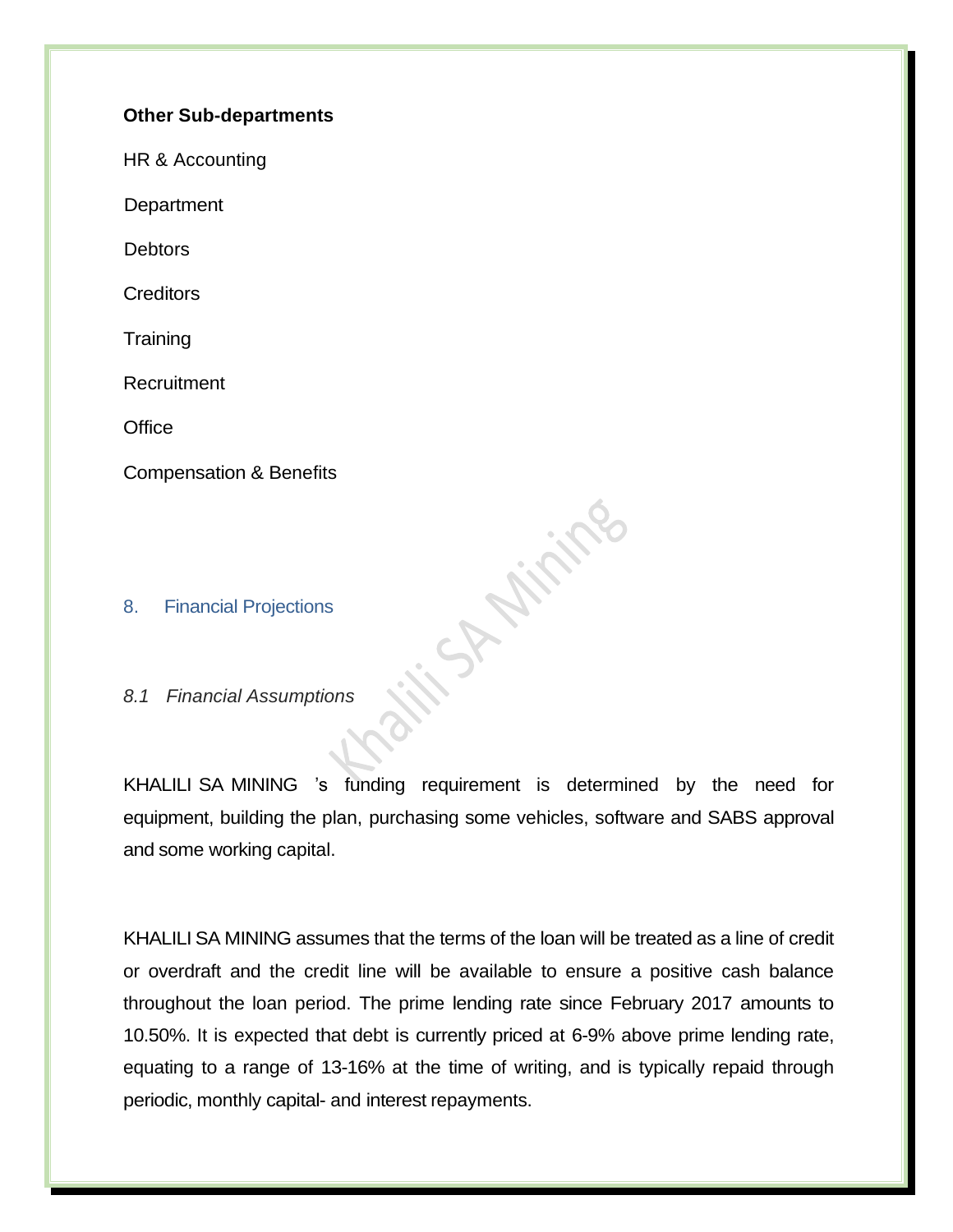**Other Sub-departments**

HR & Accounting

Department

Debtors

Creditors

Training

Recruitment

Office

Compensation & Benefits

## 8. Financial Projections

### *8.1 Financial Assumptions*

KHALILI SA MINING 's funding requirement is determined by the need for equipment, building the plan, purchasing some vehicles, software and SABS approval and some working capital.

KHALILI SA MINING assumes that the terms of the loan will be treated as a line of credit or overdraft and the credit line will be available to ensure a positive cash balance throughout the loan period. The prime lending rate since February 2017 amounts to 10.50%. It is expected that debt is currently priced at 6-9% above prime lending rate, equating to a range of 13-16% at the time of writing, and is typically repaid through periodic, monthly capital- and interest repayments.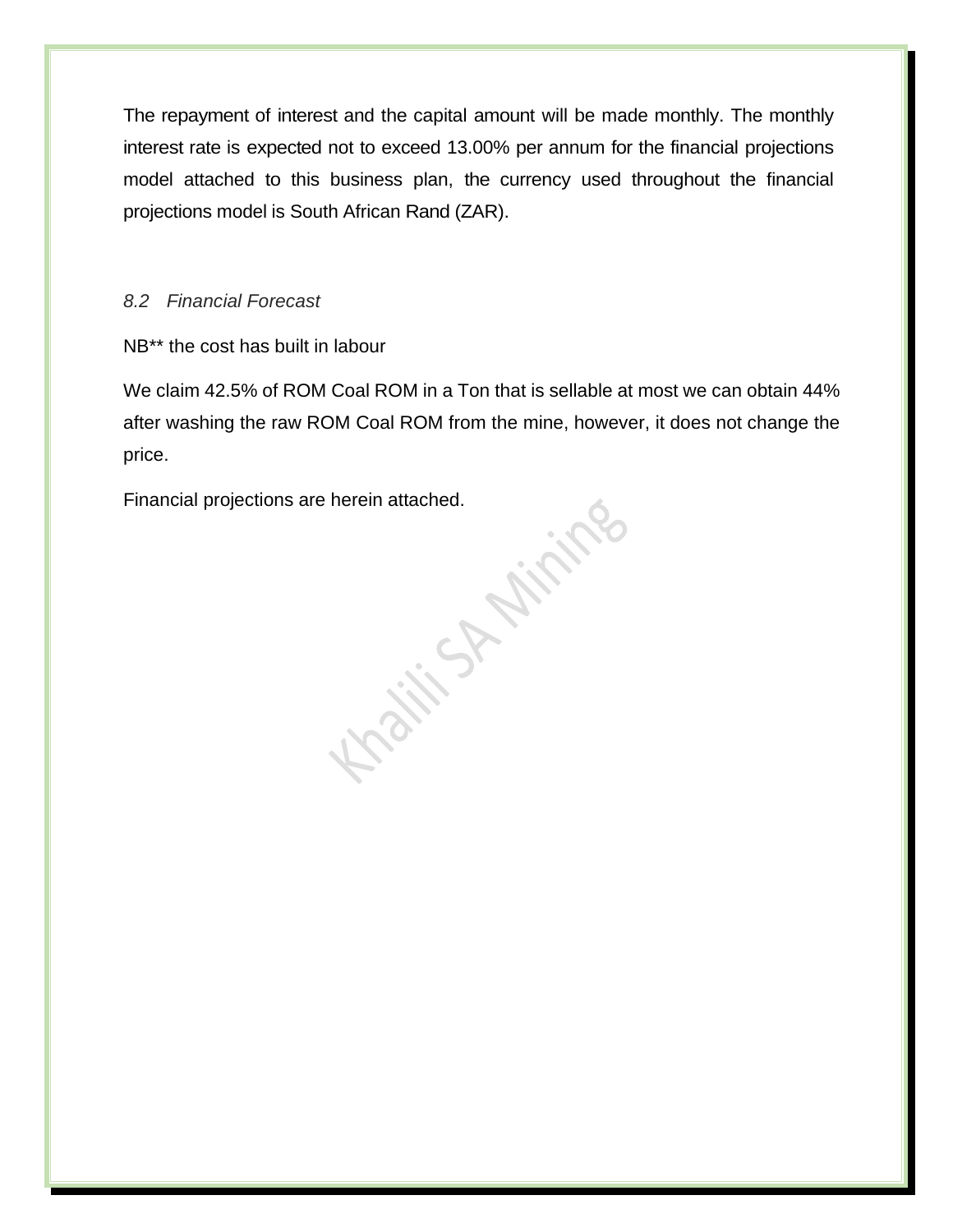The repayment of interest and the capital amount will be made monthly. The monthly interest rate is expected not to exceed 13.00% per annum for the financial projections model attached to this business plan, the currency used throughout the financial projections model is South African Rand (ZAR).

### *8.2 Financial Forecast*

NB** the cost has built in labour

We claim 42.5% of ROM Coal ROM in a Ton that is sellable at most we can obtain 44% after washing the raw ROM Coal ROM from the mine, however, it does not change the price.

Financial projections are herein attached.